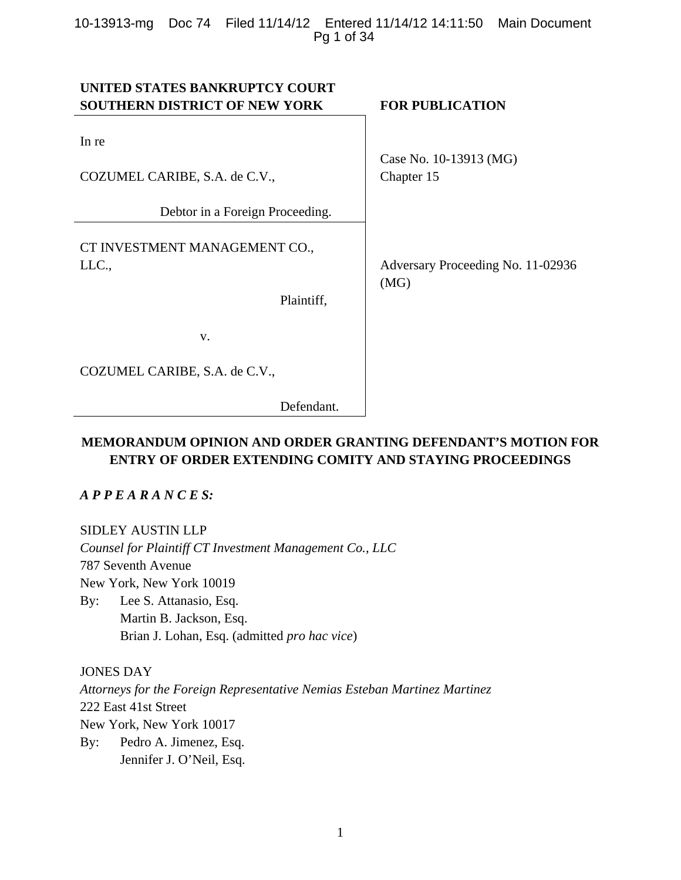**UNITED STATES BANKRUPTCY COURT**
**SOUTHERN DISTRICT OF NEW YORK**

**FOR PUBLICATION**

| | |
|---|---|
| In re<br><br>COZUMEL CARIBE, S.A. de C.V.,<br><br>Debtor in a Foreign Proceeding. | Case No. 10-13913 (MG)<br>Chapter 15 |
| CT INVESTMENT MANAGEMENT CO., LLC.,<br><br>Plaintiff,<br><br>v.<br><br>COZUMEL CARIBE, S.A. de C.V.,<br><br>Defendant. | Adversary Proceeding No. 11-02936 (MG) |

**MEMORANDUM OPINION AND ORDER GRANTING DEFENDANT'S MOTION FOR ENTRY OF ORDER EXTENDING COMITY AND STAYING PROCEEDINGS**

***A P P E A R A N C E S:***

SIDLEY AUSTIN LLP
*Counsel for Plaintiff CT Investment Management Co., LLC*
787 Seventh Avenue
New York, New York 10019
By: Lee S. Attanasio, Esq.
Martin B. Jackson, Esq.
Brian J. Lohan, Esq. (admitted *pro hac vice*)

JONES DAY
*Attorneys for the Foreign Representative Nemias Esteban Martinez Martinez*
222 East 41st Street
New York, New York 10017
By: Pedro A. Jimenez, Esq.
Jennifer J. O'Neil, Esq.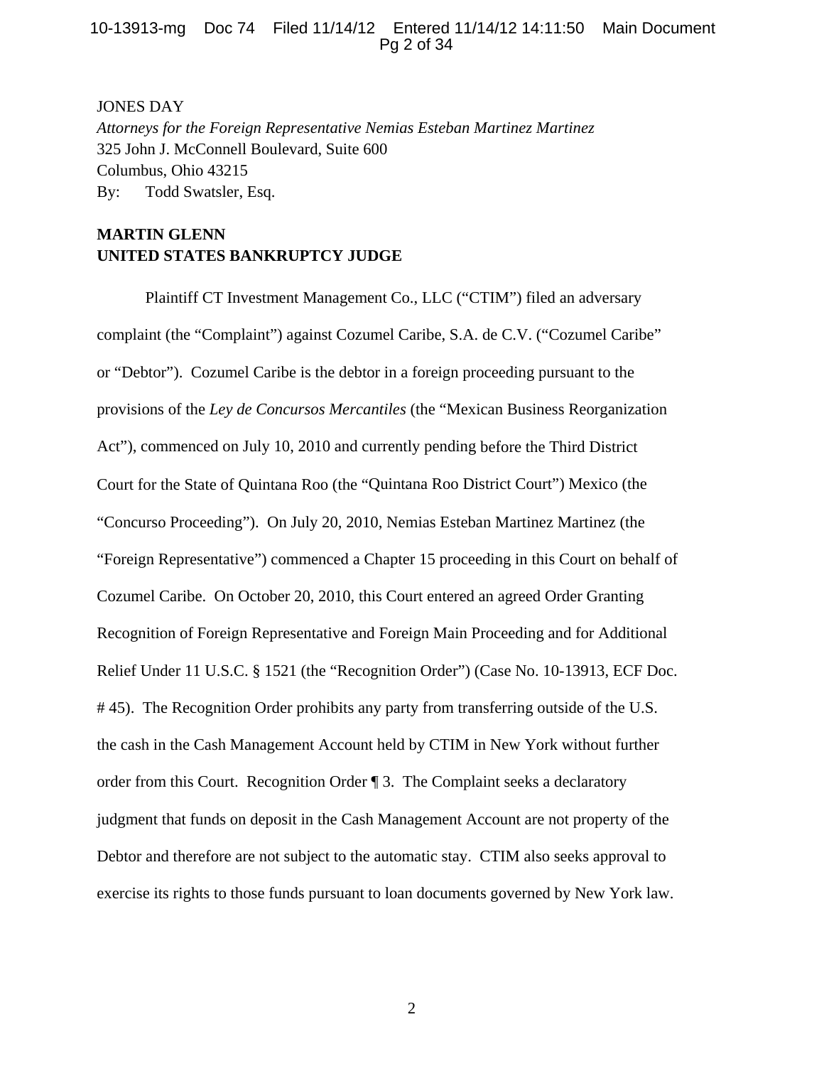JONES DAY
*Attorneys for the Foreign Representative Nemias Esteban Martinez Martinez*
325 John J. McConnell Boulevard, Suite 600
Columbus, Ohio 43215
By: Todd Swatsler, Esq.

**MARTIN GLENN**
**UNITED STATES BANKRUPTCY JUDGE**

Plaintiff CT Investment Management Co., LLC ("CTIM") filed an adversary complaint (the "Complaint") against Cozumel Caribe, S.A. de C.V. ("Cozumel Caribe" or "Debtor"). Cozumel Caribe is the debtor in a foreign proceeding pursuant to the provisions of the *Ley de Concursos Mercantiles* (the "Mexican Business Reorganization Act"), commenced on July 10, 2010 and currently pending before the Third District Court for the State of Quintana Roo (the "Quintana Roo District Court") Mexico (the "Concurso Proceeding"). On July 20, 2010, Nemias Esteban Martinez Martinez (the "Foreign Representative") commenced a Chapter 15 proceeding in this Court on behalf of Cozumel Caribe. On October 20, 2010, this Court entered an agreed Order Granting Recognition of Foreign Representative and Foreign Main Proceeding and for Additional Relief Under 11 U.S.C. § 1521 (the "Recognition Order") (Case No. 10-13913, ECF Doc. # 45). The Recognition Order prohibits any party from transferring outside of the U.S. the cash in the Cash Management Account held by CTIM in New York without further order from this Court. Recognition Order ¶ 3. The Complaint seeks a declaratory judgment that funds on deposit in the Cash Management Account are not property of the Debtor and therefore are not subject to the automatic stay. CTIM also seeks approval to exercise its rights to those funds pursuant to loan documents governed by New York law.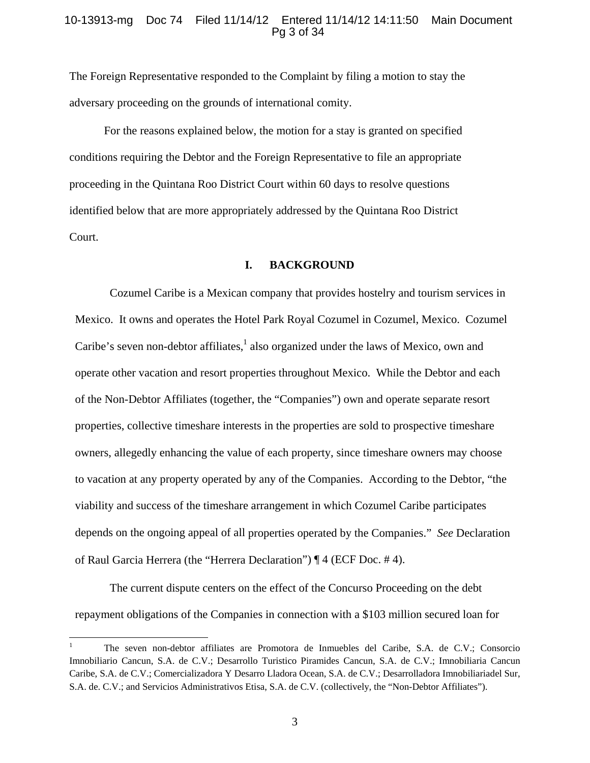The Foreign Representative responded to the Complaint by filing a motion to stay the adversary proceeding on the grounds of international comity.

For the reasons explained below, the motion for a stay is granted on specified conditions requiring the Debtor and the Foreign Representative to file an appropriate proceeding in the Quintana Roo District Court within 60 days to resolve questions identified below that are more appropriately addressed by the Quintana Roo District Court.

## I. BACKGROUND

Cozumel Caribe is a Mexican company that provides hostelry and tourism services in Mexico. It owns and operates the Hotel Park Royal Cozumel in Cozumel, Mexico. Cozumel Caribe's seven non-debtor affiliates,[1] also organized under the laws of Mexico, own and operate other vacation and resort properties throughout Mexico. While the Debtor and each of the Non-Debtor Affiliates (together, the "Companies") own and operate separate resort properties, collective timeshare interests in the properties are sold to prospective timeshare owners, allegedly enhancing the value of each property, since timeshare owners may choose to vacation at any property operated by any of the Companies. According to the Debtor, "the viability and success of the timeshare arrangement in which Cozumel Caribe participates depends on the ongoing appeal of all properties operated by the Companies." *See* Declaration of Raul Garcia Herrera (the "Herrera Declaration") ¶ 4 (ECF Doc. # 4).

The current dispute centers on the effect of the Concurso Proceeding on the debt repayment obligations of the Companies in connection with a $103 million secured loan for

[1] The seven non-debtor affiliates are Promotora de Inmuebles del Caribe, S.A. de C.V.; Consorcio Imnobiliario Cancun, S.A. de C.V.; Desarrollo Turistico Piramides Cancun, S.A. de C.V.; Imnobiliaria Cancun Caribe, S.A. de C.V.; Comercializadora Y Desarro Lladora Ocean, S.A. de C.V.; Desarrolladora Imnobiliariadel Sur, S.A. de. C.V.; and Servicios Administrativos Etisa, S.A. de C.V. (collectively, the "Non-Debtor Affiliates").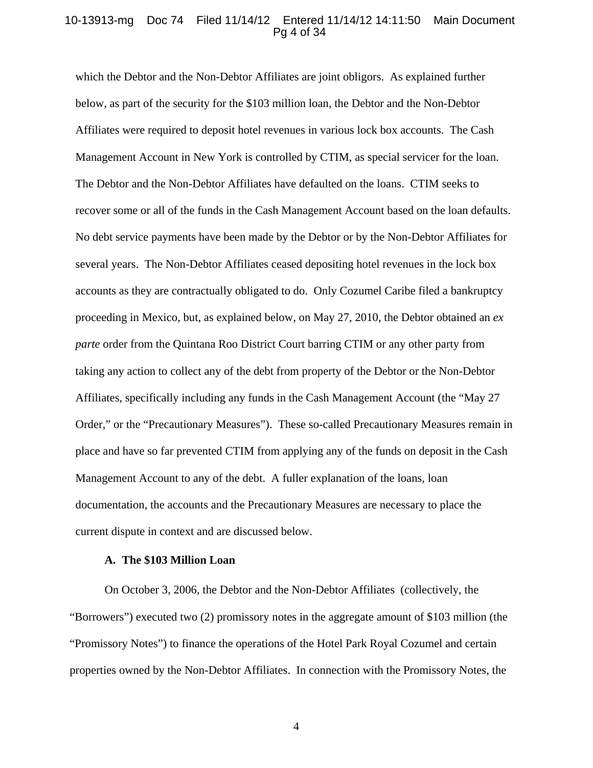which the Debtor and the Non-Debtor Affiliates are joint obligors. As explained further below, as part of the security for the $103 million loan, the Debtor and the Non-Debtor Affiliates were required to deposit hotel revenues in various lock box accounts. The Cash Management Account in New York is controlled by CTIM, as special servicer for the loan. The Debtor and the Non-Debtor Affiliates have defaulted on the loans. CTIM seeks to recover some or all of the funds in the Cash Management Account based on the loan defaults. No debt service payments have been made by the Debtor or by the Non-Debtor Affiliates for several years. The Non-Debtor Affiliates ceased depositing hotel revenues in the lock box accounts as they are contractually obligated to do. Only Cozumel Caribe filed a bankruptcy proceeding in Mexico, but, as explained below, on May 27, 2010, the Debtor obtained an *ex parte* order from the Quintana Roo District Court barring CTIM or any other party from taking any action to collect any of the debt from property of the Debtor or the Non-Debtor Affiliates, specifically including any funds in the Cash Management Account (the "May 27 Order," or the "Precautionary Measures"). These so-called Precautionary Measures remain in place and have so far prevented CTIM from applying any of the funds on deposit in the Cash Management Account to any of the debt. A fuller explanation of the loans, loan documentation, the accounts and the Precautionary Measures are necessary to place the current dispute in context and are discussed below.

**A. The $103 Million Loan**

On October 3, 2006, the Debtor and the Non-Debtor Affiliates (collectively, the "Borrowers") executed two (2) promissory notes in the aggregate amount of $103 million (the "Promissory Notes") to finance the operations of the Hotel Park Royal Cozumel and certain properties owned by the Non-Debtor Affiliates. In connection with the Promissory Notes, the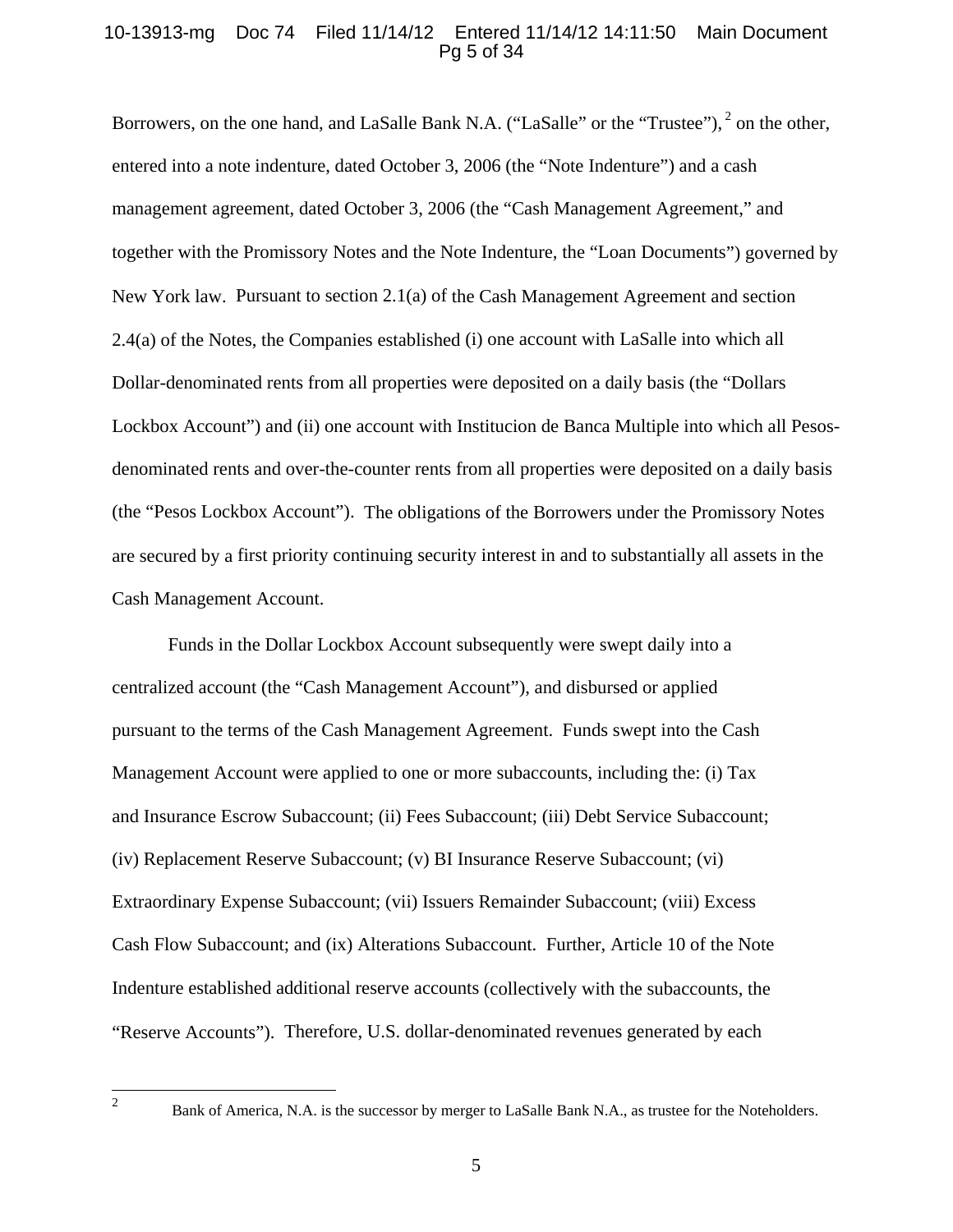Borrowers, on the one hand, and LaSalle Bank N.A. ("LaSalle" or the "Trustee"),[2] on the other, entered into a note indenture, dated October 3, 2006 (the "Note Indenture") and a cash management agreement, dated October 3, 2006 (the "Cash Management Agreement," and together with the Promissory Notes and the Note Indenture, the "Loan Documents") governed by New York law. Pursuant to section 2.1(a) of the Cash Management Agreement and section 2.4(a) of the Notes, the Companies established (i) one account with LaSalle into which all Dollar-denominated rents from all properties were deposited on a daily basis (the "Dollars Lockbox Account") and (ii) one account with Institucion de Banca Multiple into which all Pesos-denominated rents and over-the-counter rents from all properties were deposited on a daily basis (the "Pesos Lockbox Account"). The obligations of the Borrowers under the Promissory Notes are secured by a first priority continuing security interest in and to substantially all assets in the Cash Management Account.

Funds in the Dollar Lockbox Account subsequently were swept daily into a centralized account (the "Cash Management Account"), and disbursed or applied pursuant to the terms of the Cash Management Agreement. Funds swept into the Cash Management Account were applied to one or more subaccounts, including the: (i) Tax and Insurance Escrow Subaccount; (ii) Fees Subaccount; (iii) Debt Service Subaccount; (iv) Replacement Reserve Subaccount; (v) BI Insurance Reserve Subaccount; (vi) Extraordinary Expense Subaccount; (vii) Issuers Remainder Subaccount; (viii) Excess Cash Flow Subaccount; and (ix) Alterations Subaccount. Further, Article 10 of the Note Indenture established additional reserve accounts (collectively with the subaccounts, the "Reserve Accounts"). Therefore, U.S. dollar-denominated revenues generated by each

---

[2] Bank of America, N.A. is the successor by merger to LaSalle Bank N.A., as trustee for the Noteholders.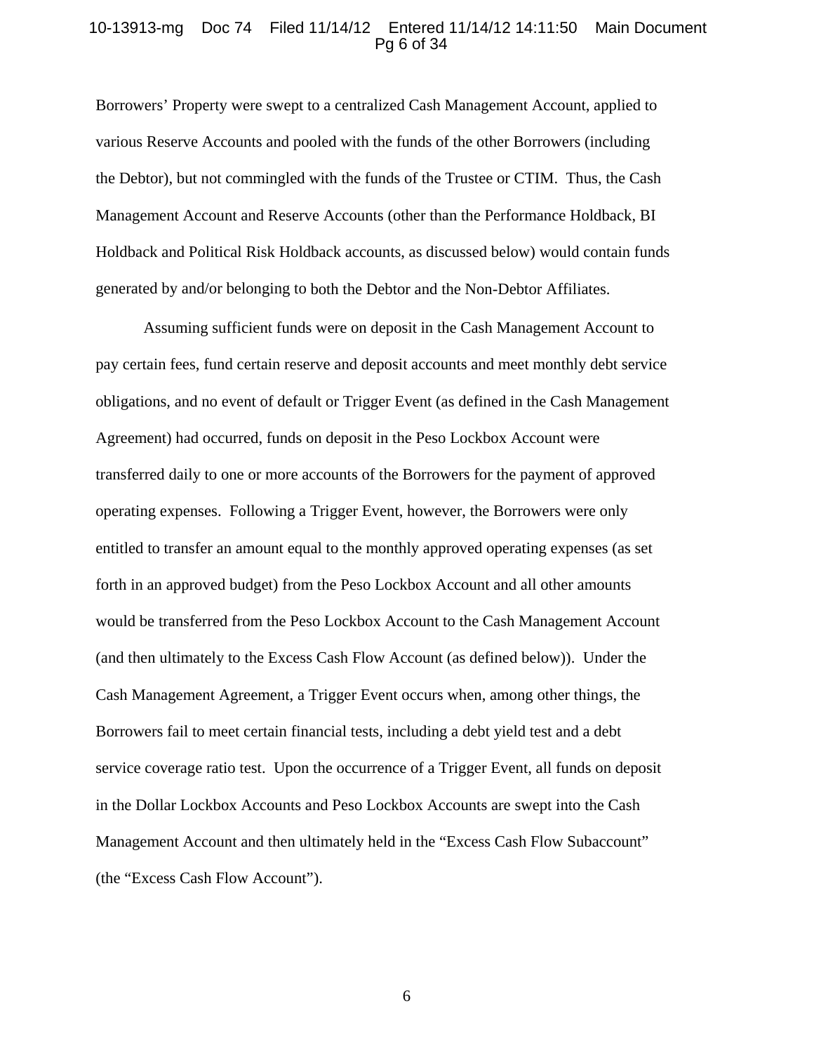Borrowers' Property were swept to a centralized Cash Management Account, applied to various Reserve Accounts and pooled with the funds of the other Borrowers (including the Debtor), but not commingled with the funds of the Trustee or CTIM. Thus, the Cash Management Account and Reserve Accounts (other than the Performance Holdback, BI Holdback and Political Risk Holdback accounts, as discussed below) would contain funds generated by and/or belonging to both the Debtor and the Non-Debtor Affiliates.

Assuming sufficient funds were on deposit in the Cash Management Account to pay certain fees, fund certain reserve and deposit accounts and meet monthly debt service obligations, and no event of default or Trigger Event (as defined in the Cash Management Agreement) had occurred, funds on deposit in the Peso Lockbox Account were transferred daily to one or more accounts of the Borrowers for the payment of approved operating expenses. Following a Trigger Event, however, the Borrowers were only entitled to transfer an amount equal to the monthly approved operating expenses (as set forth in an approved budget) from the Peso Lockbox Account and all other amounts would be transferred from the Peso Lockbox Account to the Cash Management Account (and then ultimately to the Excess Cash Flow Account (as defined below)). Under the Cash Management Agreement, a Trigger Event occurs when, among other things, the Borrowers fail to meet certain financial tests, including a debt yield test and a debt service coverage ratio test. Upon the occurrence of a Trigger Event, all funds on deposit in the Dollar Lockbox Accounts and Peso Lockbox Accounts are swept into the Cash Management Account and then ultimately held in the "Excess Cash Flow Subaccount" (the "Excess Cash Flow Account").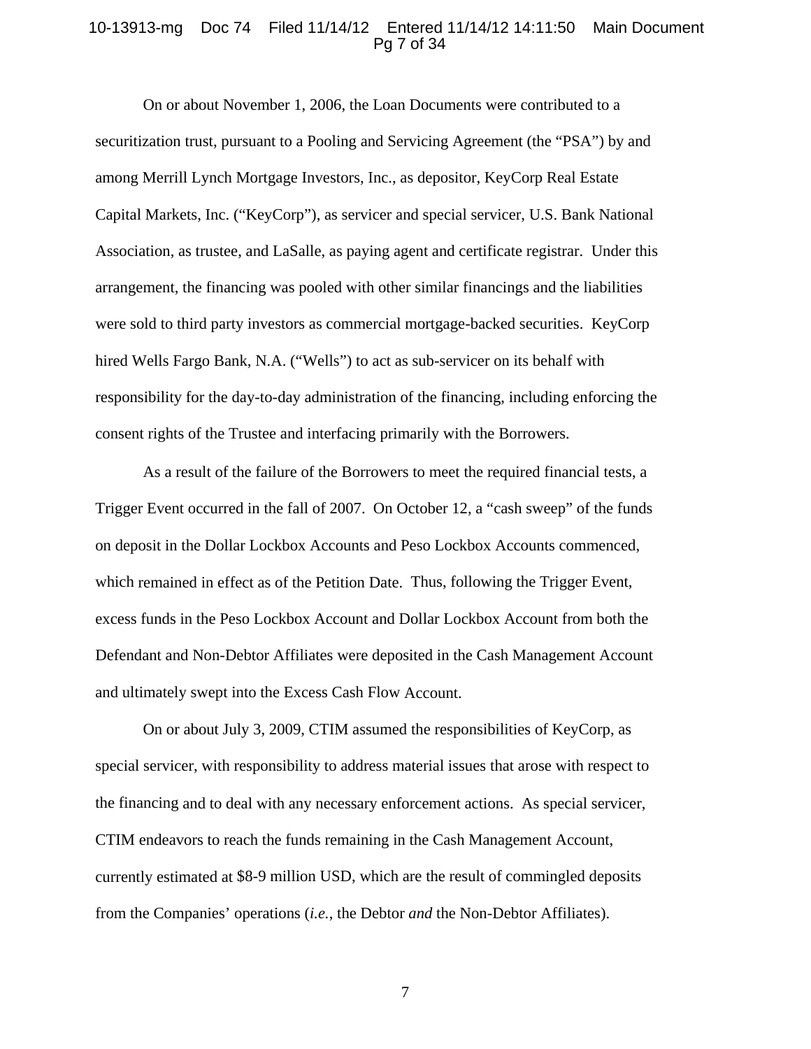On or about November 1, 2006, the Loan Documents were contributed to a securitization trust, pursuant to a Pooling and Servicing Agreement (the "PSA") by and among Merrill Lynch Mortgage Investors, Inc., as depositor, KeyCorp Real Estate Capital Markets, Inc. ("KeyCorp"), as servicer and special servicer, U.S. Bank National Association, as trustee, and LaSalle, as paying agent and certificate registrar. Under this arrangement, the financing was pooled with other similar financings and the liabilities were sold to third party investors as commercial mortgage-backed securities. KeyCorp hired Wells Fargo Bank, N.A. ("Wells") to act as sub-servicer on its behalf with responsibility for the day-to-day administration of the financing, including enforcing the consent rights of the Trustee and interfacing primarily with the Borrowers.

As a result of the failure of the Borrowers to meet the required financial tests, a Trigger Event occurred in the fall of 2007. On October 12, a "cash sweep" of the funds on deposit in the Dollar Lockbox Accounts and Peso Lockbox Accounts commenced, which remained in effect as of the Petition Date. Thus, following the Trigger Event, excess funds in the Peso Lockbox Account and Dollar Lockbox Account from both the Defendant and Non-Debtor Affiliates were deposited in the Cash Management Account and ultimately swept into the Excess Cash Flow Account.

On or about July 3, 2009, CTIM assumed the responsibilities of KeyCorp, as special servicer, with responsibility to address material issues that arose with respect to the financing and to deal with any necessary enforcement actions. As special servicer, CTIM endeavors to reach the funds remaining in the Cash Management Account, currently estimated at $8-9 million USD, which are the result of commingled deposits from the Companies' operations (*i.e.*, the Debtor *and* the Non-Debtor Affiliates).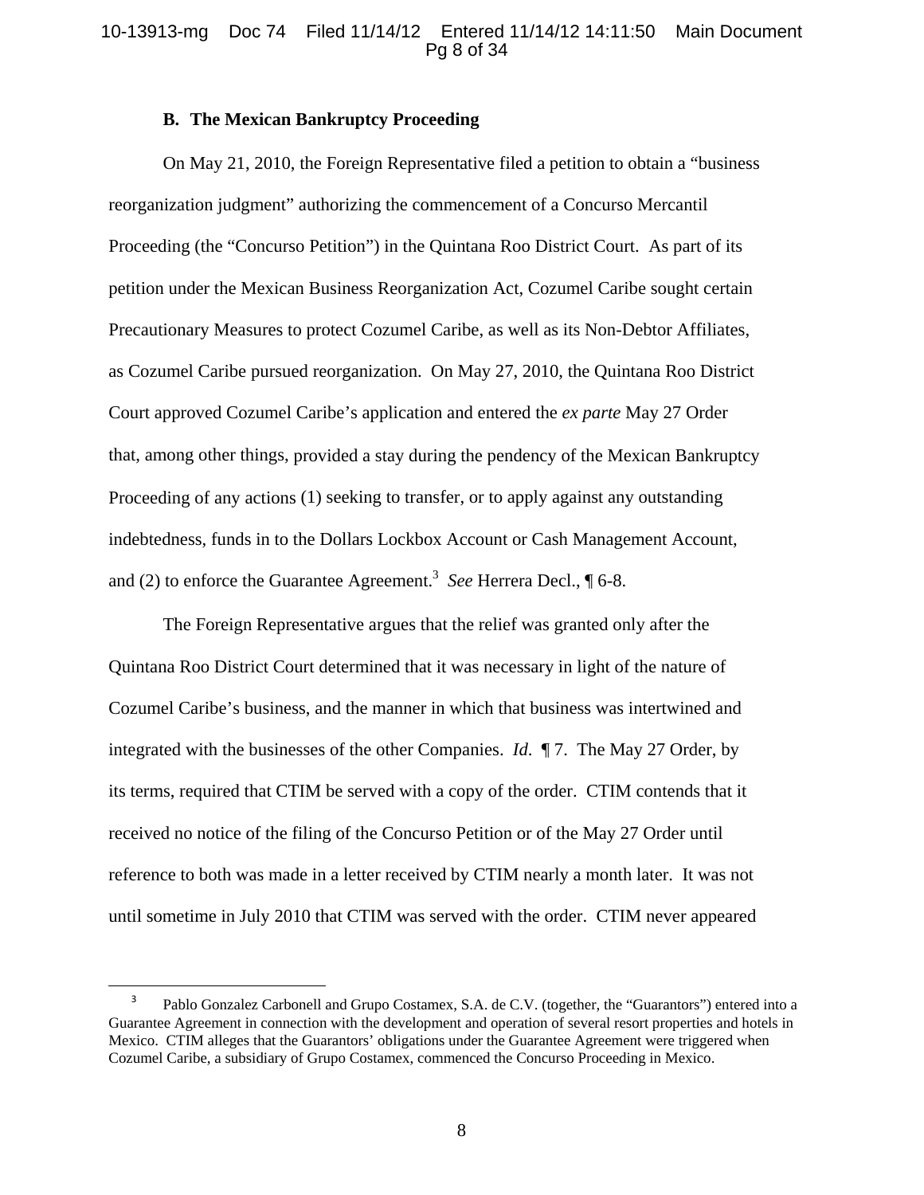### B. The Mexican Bankruptcy Proceeding

On May 21, 2010, the Foreign Representative filed a petition to obtain a "business reorganization judgment" authorizing the commencement of a Concurso Mercantil Proceeding (the "Concurso Petition") in the Quintana Roo District Court. As part of its petition under the Mexican Business Reorganization Act, Cozumel Caribe sought certain Precautionary Measures to protect Cozumel Caribe, as well as its Non-Debtor Affiliates, as Cozumel Caribe pursued reorganization. On May 27, 2010, the Quintana Roo District Court approved Cozumel Caribe's application and entered the *ex parte* May 27 Order that, among other things, provided a stay during the pendency of the Mexican Bankruptcy Proceeding of any actions (1) seeking to transfer, or to apply against any outstanding indebtedness, funds in to the Dollars Lockbox Account or Cash Management Account, and (2) to enforce the Guarantee Agreement.[3] *See* Herrera Decl., ¶ 6-8.

The Foreign Representative argues that the relief was granted only after the Quintana Roo District Court determined that it was necessary in light of the nature of Cozumel Caribe's business, and the manner in which that business was intertwined and integrated with the businesses of the other Companies. *Id.* ¶ 7. The May 27 Order, by its terms, required that CTIM be served with a copy of the order. CTIM contends that it received no notice of the filing of the Concurso Petition or of the May 27 Order until reference to both was made in a letter received by CTIM nearly a month later. It was not until sometime in July 2010 that CTIM was served with the order. CTIM never appeared

[3] Pablo Gonzalez Carbonell and Grupo Costamex, S.A. de C.V. (together, the "Guarantors") entered into a Guarantee Agreement in connection with the development and operation of several resort properties and hotels in Mexico. CTIM alleges that the Guarantors' obligations under the Guarantee Agreement were triggered when Cozumel Caribe, a subsidiary of Grupo Costamex, commenced the Concurso Proceeding in Mexico.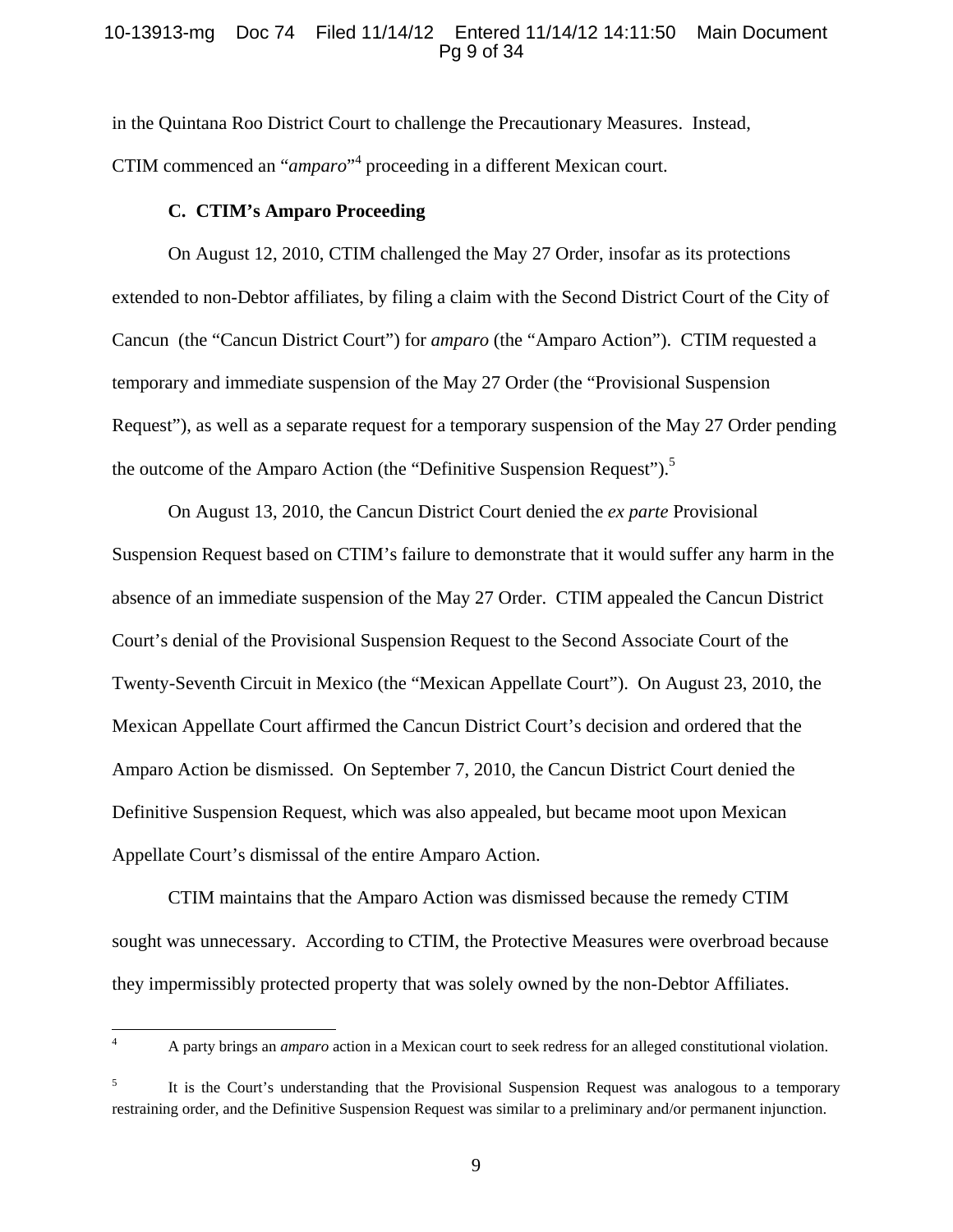in the Quintana Roo District Court to challenge the Precautionary Measures. Instead, CTIM commenced an "*amparo*"[4] proceeding in a different Mexican court.

### C. CTIM's Amparo Proceeding

On August 12, 2010, CTIM challenged the May 27 Order, insofar as its protections extended to non-Debtor affiliates, by filing a claim with the Second District Court of the City of Cancun (the "Cancun District Court") for *amparo* (the "Amparo Action"). CTIM requested a temporary and immediate suspension of the May 27 Order (the "Provisional Suspension Request"), as well as a separate request for a temporary suspension of the May 27 Order pending the outcome of the Amparo Action (the "Definitive Suspension Request").[5]

On August 13, 2010, the Cancun District Court denied the *ex parte* Provisional Suspension Request based on CTIM's failure to demonstrate that it would suffer any harm in the absence of an immediate suspension of the May 27 Order. CTIM appealed the Cancun District Court's denial of the Provisional Suspension Request to the Second Associate Court of the Twenty-Seventh Circuit in Mexico (the "Mexican Appellate Court"). On August 23, 2010, the Mexican Appellate Court affirmed the Cancun District Court's decision and ordered that the Amparo Action be dismissed. On September 7, 2010, the Cancun District Court denied the Definitive Suspension Request, which was also appealed, but became moot upon Mexican Appellate Court's dismissal of the entire Amparo Action.

CTIM maintains that the Amparo Action was dismissed because the remedy CTIM sought was unnecessary. According to CTIM, the Protective Measures were overbroad because they impermissibly protected property that was solely owned by the non-Debtor Affiliates.

---

[4] A party brings an *amparo* action in a Mexican court to seek redress for an alleged constitutional violation.

[5] It is the Court's understanding that the Provisional Suspension Request was analogous to a temporary restraining order, and the Definitive Suspension Request was similar to a preliminary and/or permanent injunction.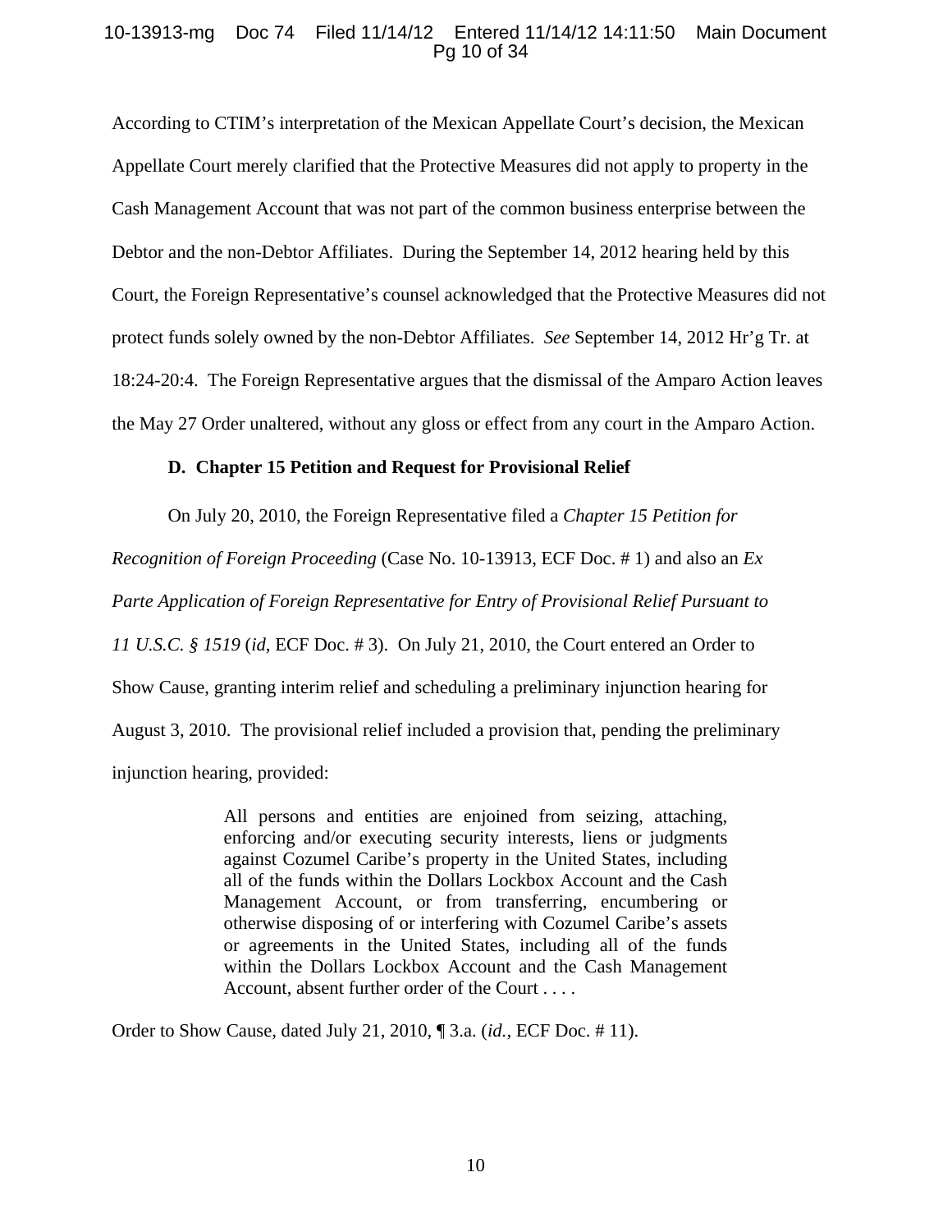According to CTIM's interpretation of the Mexican Appellate Court's decision, the Mexican Appellate Court merely clarified that the Protective Measures did not apply to property in the Cash Management Account that was not part of the common business enterprise between the Debtor and the non-Debtor Affiliates. During the September 14, 2012 hearing held by this Court, the Foreign Representative's counsel acknowledged that the Protective Measures did not protect funds solely owned by the non-Debtor Affiliates. *See* September 14, 2012 Hr'g Tr. at 18:24-20:4. The Foreign Representative argues that the dismissal of the Amparo Action leaves the May 27 Order unaltered, without any gloss or effect from any court in the Amparo Action.

### D. Chapter 15 Petition and Request for Provisional Relief

On July 20, 2010, the Foreign Representative filed a *Chapter 15 Petition for Recognition of Foreign Proceeding* (Case No. 10-13913, ECF Doc. # 1) and also an *Ex Parte Application of Foreign Representative for Entry of Provisional Relief Pursuant to 11 U.S.C. § 1519* (*id*, ECF Doc. # 3). On July 21, 2010, the Court entered an Order to Show Cause, granting interim relief and scheduling a preliminary injunction hearing for August 3, 2010. The provisional relief included a provision that, pending the preliminary injunction hearing, provided:

> All persons and entities are enjoined from seizing, attaching, enforcing and/or executing security interests, liens or judgments against Cozumel Caribe's property in the United States, including all of the funds within the Dollars Lockbox Account and the Cash Management Account, or from transferring, encumbering or otherwise disposing of or interfering with Cozumel Caribe's assets or agreements in the United States, including all of the funds within the Dollars Lockbox Account and the Cash Management Account, absent further order of the Court . . . .

Order to Show Cause, dated July 21, 2010, ¶ 3.a. (*id.*, ECF Doc. # 11).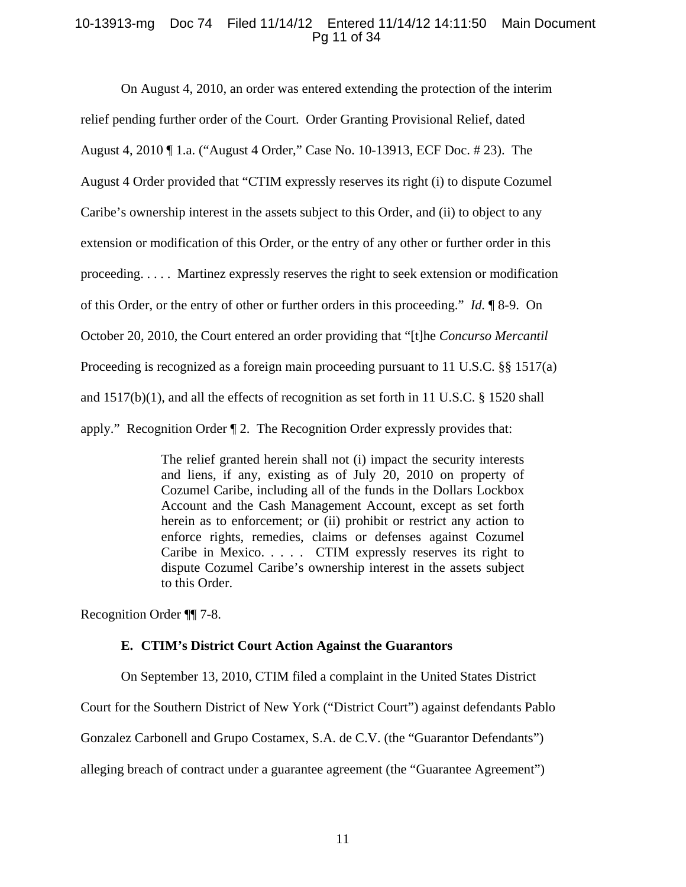On August 4, 2010, an order was entered extending the protection of the interim relief pending further order of the Court. Order Granting Provisional Relief, dated August 4, 2010 ¶ 1.a. ("August 4 Order," Case No. 10-13913, ECF Doc. # 23). The August 4 Order provided that "CTIM expressly reserves its right (i) to dispute Cozumel Caribe's ownership interest in the assets subject to this Order, and (ii) to object to any extension or modification of this Order, or the entry of any other or further order in this proceeding. . . . . Martinez expressly reserves the right to seek extension or modification of this Order, or the entry of other or further orders in this proceeding." *Id.* ¶ 8-9. On October 20, 2010, the Court entered an order providing that "[t]he *Concurso Mercantil* Proceeding is recognized as a foreign main proceeding pursuant to 11 U.S.C. §§ 1517(a) and 1517(b)(1), and all the effects of recognition as set forth in 11 U.S.C. § 1520 shall apply." Recognition Order ¶ 2. The Recognition Order expressly provides that:

> The relief granted herein shall not (i) impact the security interests and liens, if any, existing as of July 20, 2010 on property of Cozumel Caribe, including all of the funds in the Dollars Lockbox Account and the Cash Management Account, except as set forth herein as to enforcement; or (ii) prohibit or restrict any action to enforce rights, remedies, claims or defenses against Cozumel Caribe in Mexico. . . . . CTIM expressly reserves its right to dispute Cozumel Caribe's ownership interest in the assets subject to this Order.

Recognition Order ¶¶ 7-8.

### E. CTIM's District Court Action Against the Guarantors

On September 13, 2010, CTIM filed a complaint in the United States District Court for the Southern District of New York ("District Court") against defendants Pablo Gonzalez Carbonell and Grupo Costamex, S.A. de C.V. (the "Guarantor Defendants") alleging breach of contract under a guarantee agreement (the "Guarantee Agreement")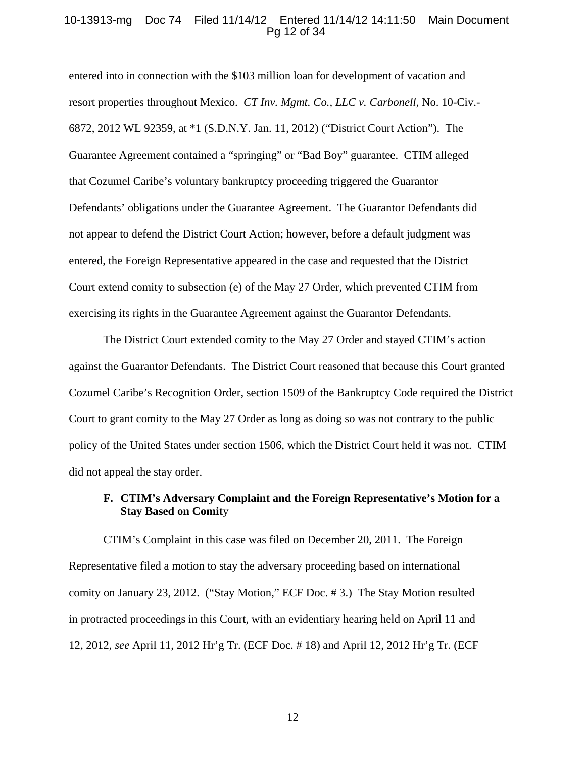entered into in connection with the $103 million loan for development of vacation and resort properties throughout Mexico. *CT Inv. Mgmt. Co., LLC v. Carbonell*, No. 10-Civ.-6872, 2012 WL 92359, at *1 (S.D.N.Y. Jan. 11, 2012) ("District Court Action"). The Guarantee Agreement contained a "springing" or "Bad Boy" guarantee. CTIM alleged that Cozumel Caribe's voluntary bankruptcy proceeding triggered the Guarantor Defendants' obligations under the Guarantee Agreement. The Guarantor Defendants did not appear to defend the District Court Action; however, before a default judgment was entered, the Foreign Representative appeared in the case and requested that the District Court extend comity to subsection (e) of the May 27 Order, which prevented CTIM from exercising its rights in the Guarantee Agreement against the Guarantor Defendants.

The District Court extended comity to the May 27 Order and stayed CTIM's action against the Guarantor Defendants. The District Court reasoned that because this Court granted Cozumel Caribe's Recognition Order, section 1509 of the Bankruptcy Code required the District Court to grant comity to the May 27 Order as long as doing so was not contrary to the public policy of the United States under section 1506, which the District Court held it was not. CTIM did not appeal the stay order.

### F. CTIM's Adversary Complaint and the Foreign Representative's Motion for a Stay Based on Comity

CTIM's Complaint in this case was filed on December 20, 2011. The Foreign Representative filed a motion to stay the adversary proceeding based on international comity on January 23, 2012. ("Stay Motion," ECF Doc. # 3.) The Stay Motion resulted in protracted proceedings in this Court, with an evidentiary hearing held on April 11 and 12, 2012, *see* April 11, 2012 Hr'g Tr. (ECF Doc. # 18) and April 12, 2012 Hr'g Tr. (ECF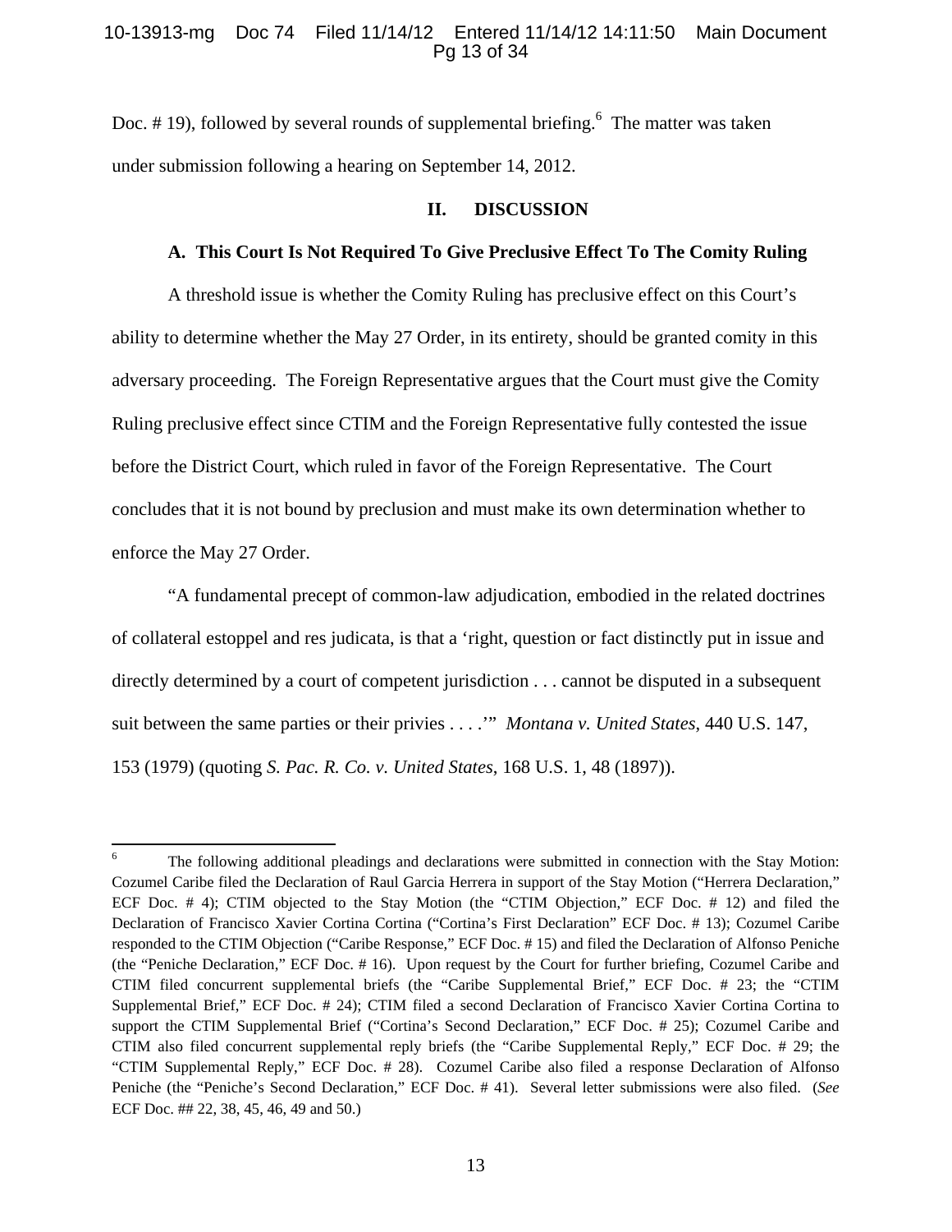Doc. # 19), followed by several rounds of supplemental briefing.[6] The matter was taken under submission following a hearing on September 14, 2012.

## II. DISCUSSION

### A. This Court Is Not Required To Give Preclusive Effect To The Comity Ruling

A threshold issue is whether the Comity Ruling has preclusive effect on this Court's ability to determine whether the May 27 Order, in its entirety, should be granted comity in this adversary proceeding. The Foreign Representative argues that the Court must give the Comity Ruling preclusive effect since CTIM and the Foreign Representative fully contested the issue before the District Court, which ruled in favor of the Foreign Representative. The Court concludes that it is not bound by preclusion and must make its own determination whether to enforce the May 27 Order.

"A fundamental precept of common-law adjudication, embodied in the related doctrines of collateral estoppel and res judicata, is that a 'right, question or fact distinctly put in issue and directly determined by a court of competent jurisdiction . . . cannot be disputed in a subsequent suit between the same parties or their privies . . . .'" *Montana v. United States*, 440 U.S. 147, 153 (1979) (quoting *S. Pac. R. Co. v. United States*, 168 U.S. 1, 48 (1897)).

---

[6] The following additional pleadings and declarations were submitted in connection with the Stay Motion: Cozumel Caribe filed the Declaration of Raul Garcia Herrera in support of the Stay Motion ("Herrera Declaration," ECF Doc. # 4); CTIM objected to the Stay Motion (the "CTIM Objection," ECF Doc. # 12) and filed the Declaration of Francisco Xavier Cortina Cortina ("Cortina's First Declaration" ECF Doc. # 13); Cozumel Caribe responded to the CTIM Objection ("Caribe Response," ECF Doc. # 15) and filed the Declaration of Alfonso Peniche (the "Peniche Declaration," ECF Doc. # 16). Upon request by the Court for further briefing, Cozumel Caribe and CTIM filed concurrent supplemental briefs (the "Caribe Supplemental Brief," ECF Doc. # 23; the "CTIM Supplemental Brief," ECF Doc. # 24); CTIM filed a second Declaration of Francisco Xavier Cortina Cortina to support the CTIM Supplemental Brief ("Cortina's Second Declaration," ECF Doc. # 25); Cozumel Caribe and CTIM also filed concurrent supplemental reply briefs (the "Caribe Supplemental Reply," ECF Doc. # 29; the "CTIM Supplemental Reply," ECF Doc. # 28). Cozumel Caribe also filed a response Declaration of Alfonso Peniche (the "Peniche's Second Declaration," ECF Doc. # 41). Several letter submissions were also filed. (*See* ECF Doc. ## 22, 38, 45, 46, 49 and 50.)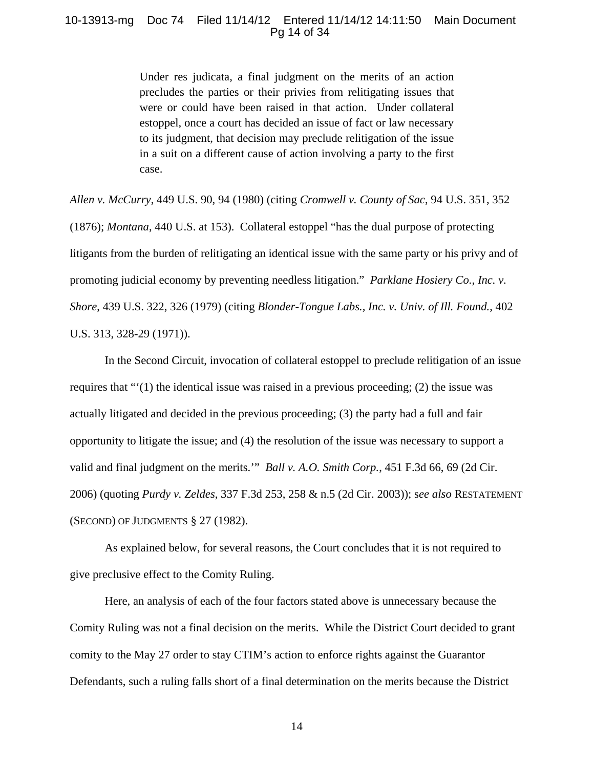> Under res judicata, a final judgment on the merits of an action precludes the parties or their privies from relitigating issues that were or could have been raised in that action. Under collateral estoppel, once a court has decided an issue of fact or law necessary to its judgment, that decision may preclude relitigation of the issue in a suit on a different cause of action involving a party to the first case.

*Allen v. McCurry*, 449 U.S. 90, 94 (1980) (citing *Cromwell v. County of Sac*, 94 U.S. 351, 352 (1876); *Montana*, 440 U.S. at 153). Collateral estoppel "has the dual purpose of protecting litigants from the burden of relitigating an identical issue with the same party or his privy and of promoting judicial economy by preventing needless litigation." *Parklane Hosiery Co., Inc. v. Shore,* 439 U.S. 322, 326 (1979) (citing *Blonder-Tongue Labs., Inc. v. Univ. of Ill. Found.*, 402 U.S. 313, 328-29 (1971)).

In the Second Circuit, invocation of collateral estoppel to preclude relitigation of an issue requires that "'(1) the identical issue was raised in a previous proceeding; (2) the issue was actually litigated and decided in the previous proceeding; (3) the party had a full and fair opportunity to litigate the issue; and (4) the resolution of the issue was necessary to support a valid and final judgment on the merits.'" *Ball v. A.O. Smith Corp.*, 451 F.3d 66, 69 (2d Cir. 2006) (quoting *Purdy v. Zeldes*, 337 F.3d 253, 258 & n.5 (2d Cir. 2003)); s*ee also* RESTATEMENT (SECOND) OF JUDGMENTS § 27 (1982).

As explained below, for several reasons, the Court concludes that it is not required to give preclusive effect to the Comity Ruling.

Here, an analysis of each of the four factors stated above is unnecessary because the Comity Ruling was not a final decision on the merits. While the District Court decided to grant comity to the May 27 order to stay CTIM's action to enforce rights against the Guarantor Defendants, such a ruling falls short of a final determination on the merits because the District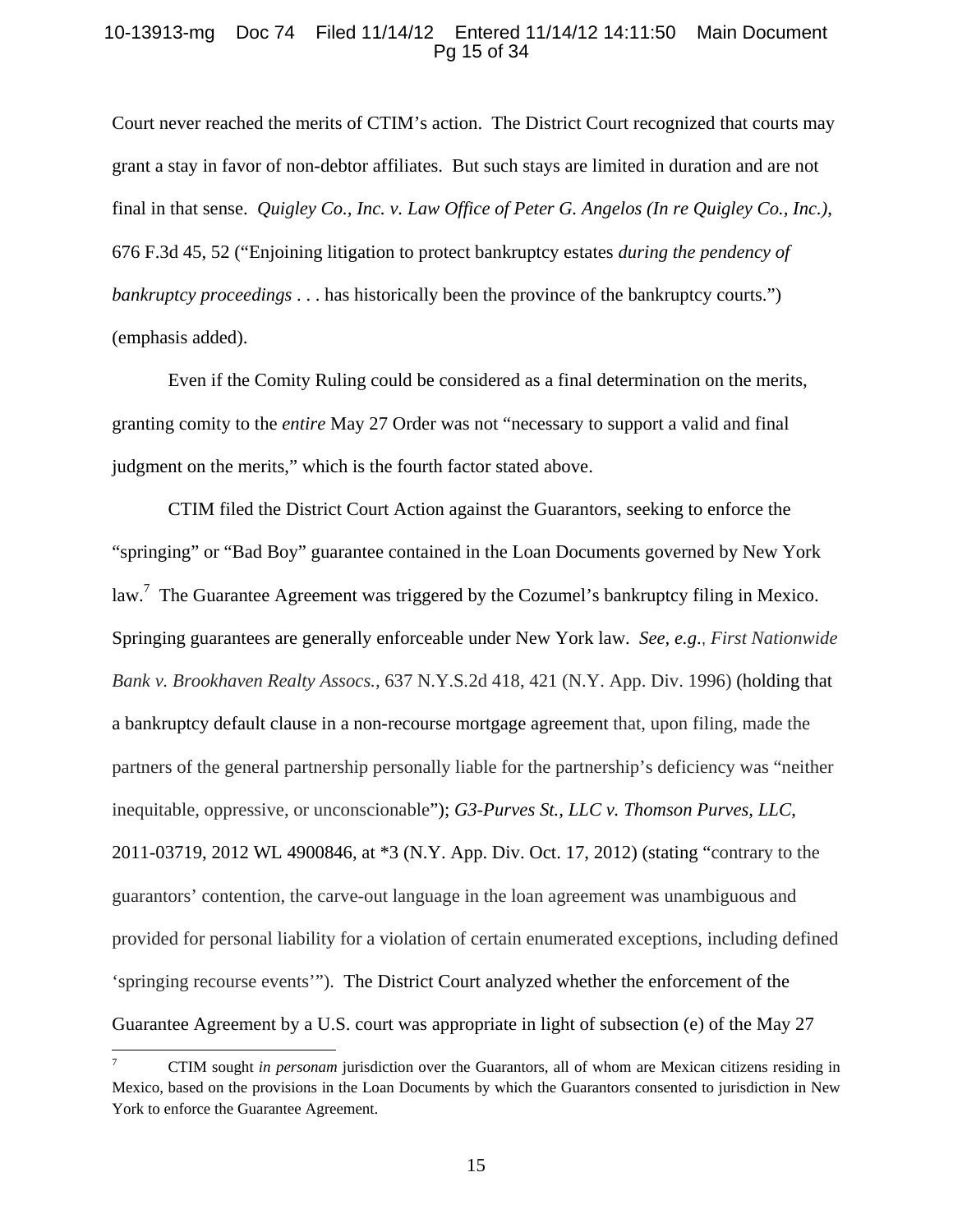Court never reached the merits of CTIM's action. The District Court recognized that courts may grant a stay in favor of non-debtor affiliates. But such stays are limited in duration and are not final in that sense. *Quigley Co., Inc. v. Law Office of Peter G. Angelos (In re Quigley Co., Inc.)*, 676 F.3d 45, 52 ("Enjoining litigation to protect bankruptcy estates *during the pendency of bankruptcy proceedings* . . . has historically been the province of the bankruptcy courts.") (emphasis added).

Even if the Comity Ruling could be considered as a final determination on the merits, granting comity to the *entire* May 27 Order was not "necessary to support a valid and final judgment on the merits," which is the fourth factor stated above.

CTIM filed the District Court Action against the Guarantors, seeking to enforce the "springing" or "Bad Boy" guarantee contained in the Loan Documents governed by New York law.[7] The Guarantee Agreement was triggered by the Cozumel's bankruptcy filing in Mexico. Springing guarantees are generally enforceable under New York law. *See, e.g.*, *First Nationwide Bank v. Brookhaven Realty Assocs.*, 637 N.Y.S.2d 418, 421 (N.Y. App. Div. 1996) (holding that a bankruptcy default clause in a non-recourse mortgage agreement that, upon filing, made the partners of the general partnership personally liable for the partnership's deficiency was "neither inequitable, oppressive, or unconscionable"); *G3-Purves St., LLC v. Thomson Purves, LLC*, 2011-03719, 2012 WL 4900846, at *3 (N.Y. App. Div. Oct. 17, 2012) (stating "contrary to the guarantors' contention, the carve-out language in the loan agreement was unambiguous and provided for personal liability for a violation of certain enumerated exceptions, including defined 'springing recourse events'"). The District Court analyzed whether the enforcement of the Guarantee Agreement by a U.S. court was appropriate in light of subsection (e) of the May 27

[7] CTIM sought *in personam* jurisdiction over the Guarantors, all of whom are Mexican citizens residing in Mexico, based on the provisions in the Loan Documents by which the Guarantors consented to jurisdiction in New York to enforce the Guarantee Agreement.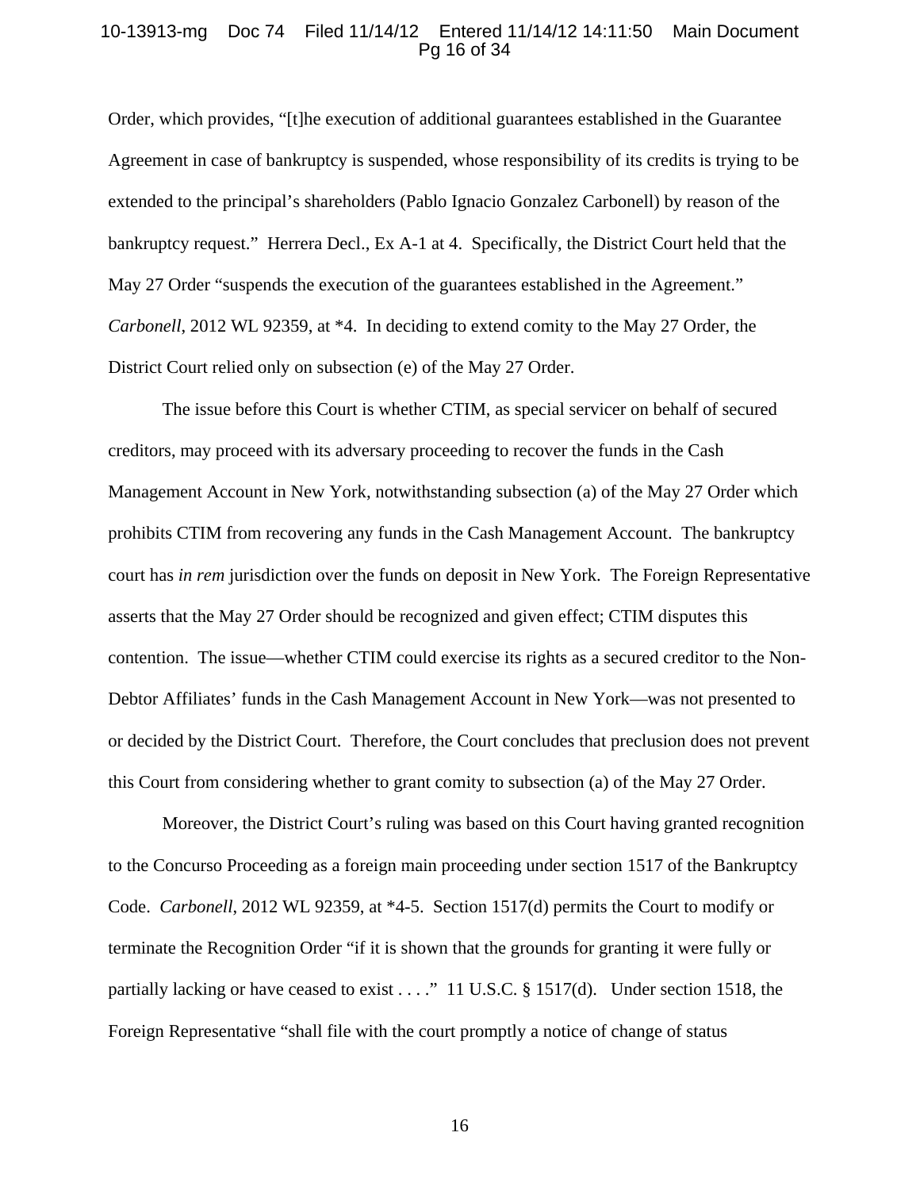Order, which provides, "[t]he execution of additional guarantees established in the Guarantee Agreement in case of bankruptcy is suspended, whose responsibility of its credits is trying to be extended to the principal's shareholders (Pablo Ignacio Gonzalez Carbonell) by reason of the bankruptcy request." Herrera Decl., Ex A-1 at 4. Specifically, the District Court held that the May 27 Order "suspends the execution of the guarantees established in the Agreement." *Carbonell*, 2012 WL 92359, at *4. In deciding to extend comity to the May 27 Order, the District Court relied only on subsection (e) of the May 27 Order.

The issue before this Court is whether CTIM, as special servicer on behalf of secured creditors, may proceed with its adversary proceeding to recover the funds in the Cash Management Account in New York, notwithstanding subsection (a) of the May 27 Order which prohibits CTIM from recovering any funds in the Cash Management Account. The bankruptcy court has *in rem* jurisdiction over the funds on deposit in New York. The Foreign Representative asserts that the May 27 Order should be recognized and given effect; CTIM disputes this contention. The issue—whether CTIM could exercise its rights as a secured creditor to the Non-Debtor Affiliates' funds in the Cash Management Account in New York—was not presented to or decided by the District Court. Therefore, the Court concludes that preclusion does not prevent this Court from considering whether to grant comity to subsection (a) of the May 27 Order.

Moreover, the District Court's ruling was based on this Court having granted recognition to the Concurso Proceeding as a foreign main proceeding under section 1517 of the Bankruptcy Code. *Carbonell*, 2012 WL 92359, at *4-5. Section 1517(d) permits the Court to modify or terminate the Recognition Order "if it is shown that the grounds for granting it were fully or partially lacking or have ceased to exist . . . ." 11 U.S.C. § 1517(d). Under section 1518, the Foreign Representative "shall file with the court promptly a notice of change of status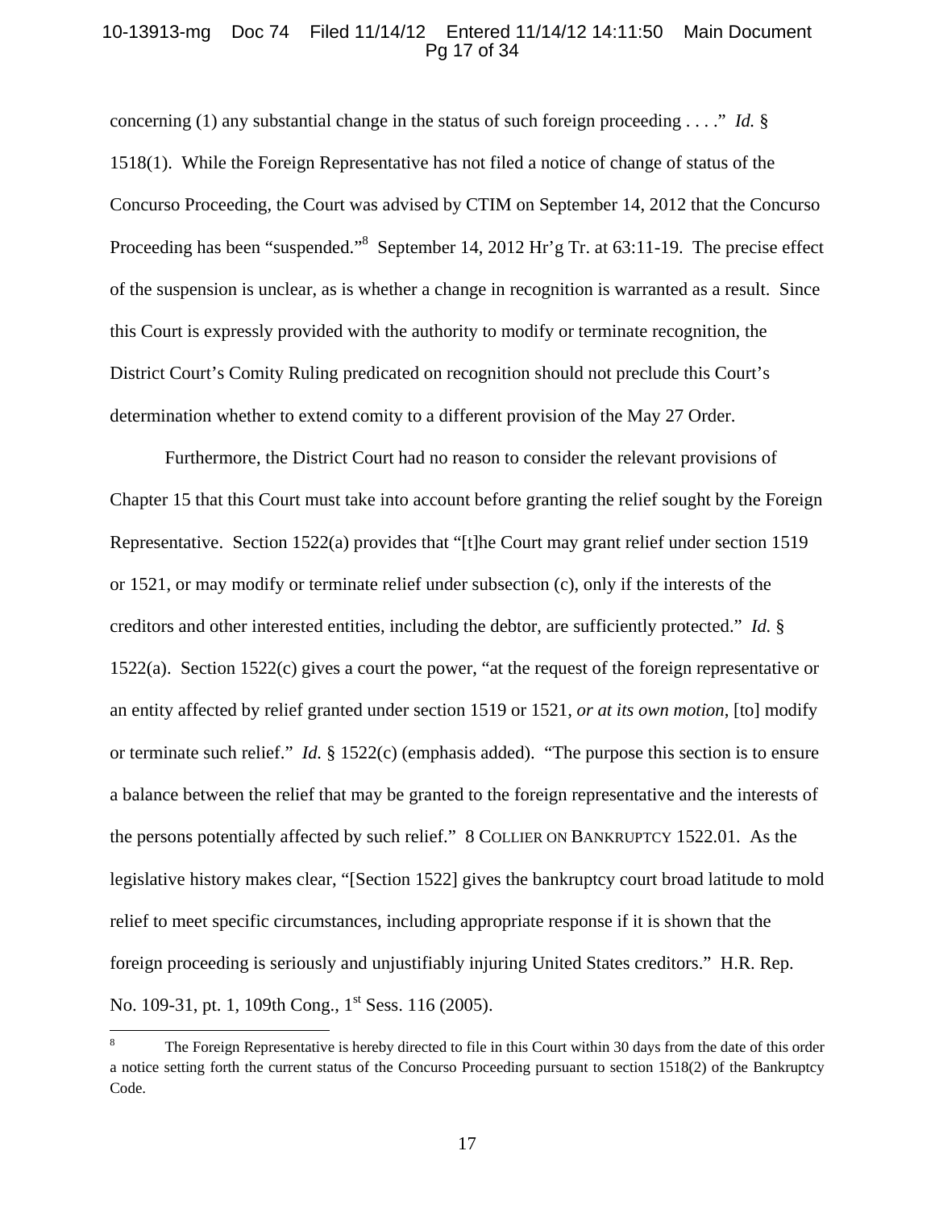concerning (1) any substantial change in the status of such foreign proceeding . . . ." *Id.* § 1518(1). While the Foreign Representative has not filed a notice of change of status of the Concurso Proceeding, the Court was advised by CTIM on September 14, 2012 that the Concurso Proceeding has been "suspended."[8] September 14, 2012 Hr'g Tr. at 63:11-19. The precise effect of the suspension is unclear, as is whether a change in recognition is warranted as a result. Since this Court is expressly provided with the authority to modify or terminate recognition, the District Court's Comity Ruling predicated on recognition should not preclude this Court's determination whether to extend comity to a different provision of the May 27 Order.

Furthermore, the District Court had no reason to consider the relevant provisions of Chapter 15 that this Court must take into account before granting the relief sought by the Foreign Representative. Section 1522(a) provides that "[t]he Court may grant relief under section 1519 or 1521, or may modify or terminate relief under subsection (c), only if the interests of the creditors and other interested entities, including the debtor, are sufficiently protected." *Id.* § 1522(a). Section 1522(c) gives a court the power, "at the request of the foreign representative or an entity affected by relief granted under section 1519 or 1521, *or at its own motion*, [to] modify or terminate such relief." *Id.* § 1522(c) (emphasis added). "The purpose this section is to ensure a balance between the relief that may be granted to the foreign representative and the interests of the persons potentially affected by such relief." 8 COLLIER ON BANKRUPTCY 1522.01. As the legislative history makes clear, "[Section 1522] gives the bankruptcy court broad latitude to mold relief to meet specific circumstances, including appropriate response if it is shown that the foreign proceeding is seriously and unjustifiably injuring United States creditors." H.R. Rep. No. 109-31, pt. 1, 109th Cong., 1st Sess. 116 (2005).

---

[8] The Foreign Representative is hereby directed to file in this Court within 30 days from the date of this order a notice setting forth the current status of the Concurso Proceeding pursuant to section 1518(2) of the Bankruptcy Code.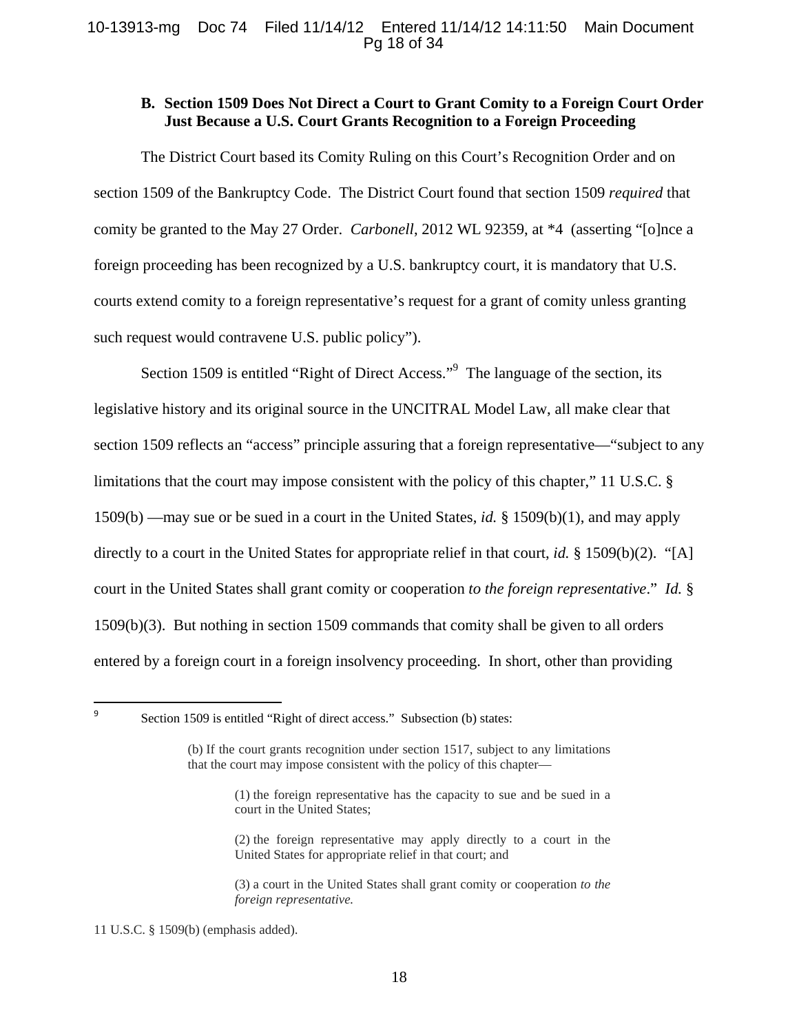### B. Section 1509 Does Not Direct a Court to Grant Comity to a Foreign Court Order Just Because a U.S. Court Grants Recognition to a Foreign Proceeding

The District Court based its Comity Ruling on this Court's Recognition Order and on section 1509 of the Bankruptcy Code. The District Court found that section 1509 *required* that comity be granted to the May 27 Order. *Carbonell*, 2012 WL 92359, at *4 (asserting "[o]nce a foreign proceeding has been recognized by a U.S. bankruptcy court, it is mandatory that U.S. courts extend comity to a foreign representative's request for a grant of comity unless granting such request would contravene U.S. public policy").

Section 1509 is entitled "Right of Direct Access."[9] The language of the section, its legislative history and its original source in the UNCITRAL Model Law, all make clear that section 1509 reflects an "access" principle assuring that a foreign representative—"subject to any limitations that the court may impose consistent with the policy of this chapter," 11 U.S.C. § 1509(b) —may sue or be sued in a court in the United States, *id.* § 1509(b)(1), and may apply directly to a court in the United States for appropriate relief in that court, *id.* § 1509(b)(2). "[A] court in the United States shall grant comity or cooperation *to the foreign representative*." *Id.* § 1509(b)(3). But nothing in section 1509 commands that comity shall be given to all orders entered by a foreign court in a foreign insolvency proceeding. In short, other than providing

---

[9] Section 1509 is entitled "Right of direct access." Subsection (b) states:

> (b) If the court grants recognition under section 1517, subject to any limitations that the court may impose consistent with the policy of this chapter—
>
> > (1) the foreign representative has the capacity to sue and be sued in a court in the United States;
> >
> > (2) the foreign representative may apply directly to a court in the United States for appropriate relief in that court; and
> >
> > (3) a court in the United States shall grant comity or cooperation *to the foreign representative.*

11 U.S.C. § 1509(b) (emphasis added).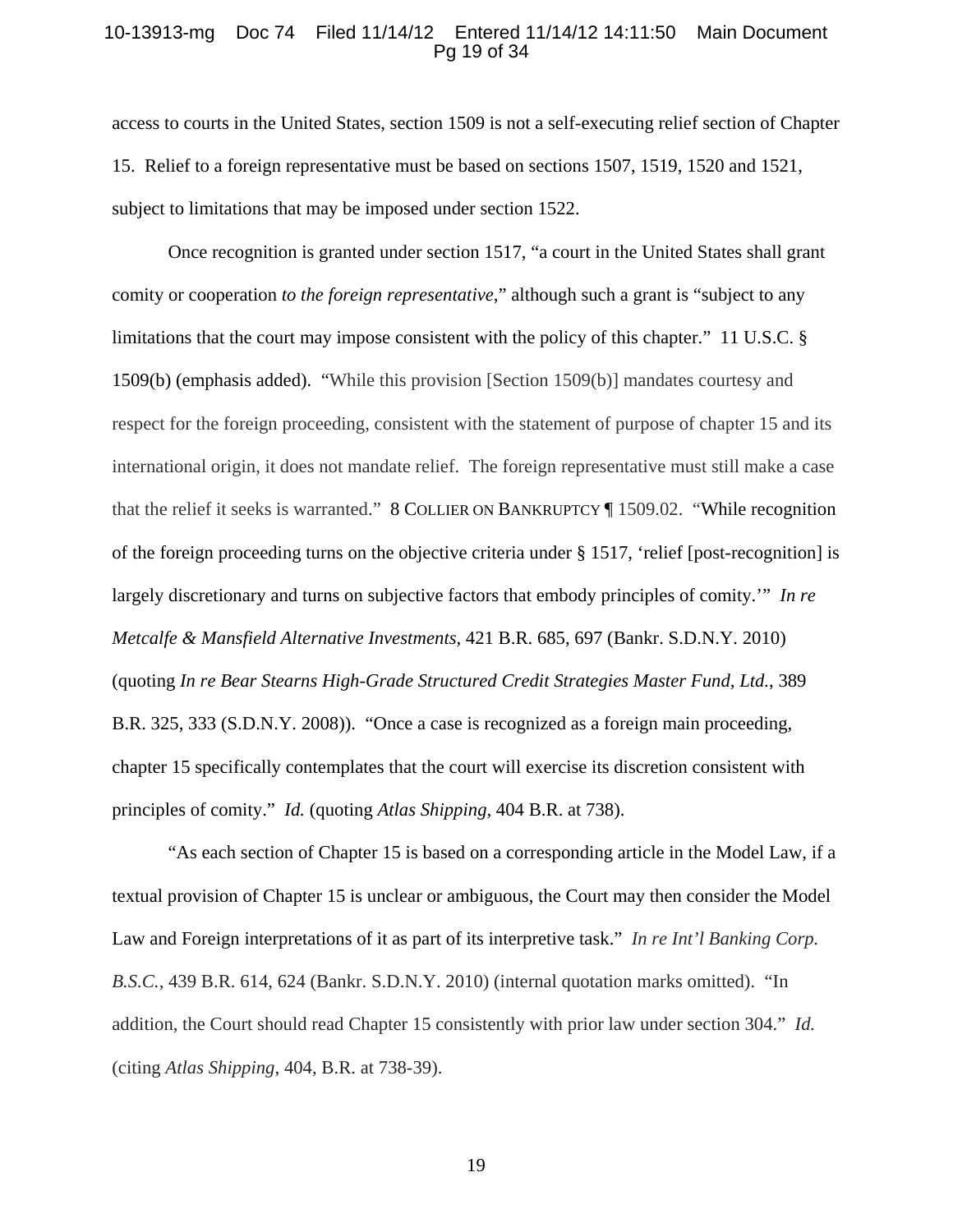access to courts in the United States, section 1509 is not a self-executing relief section of Chapter 15. Relief to a foreign representative must be based on sections 1507, 1519, 1520 and 1521, subject to limitations that may be imposed under section 1522.

Once recognition is granted under section 1517, "a court in the United States shall grant comity or cooperation *to the foreign representative*," although such a grant is "subject to any limitations that the court may impose consistent with the policy of this chapter." 11 U.S.C. § 1509(b) (emphasis added). "While this provision [Section 1509(b)] mandates courtesy and respect for the foreign proceeding, consistent with the statement of purpose of chapter 15 and its international origin, it does not mandate relief. The foreign representative must still make a case that the relief it seeks is warranted." 8 COLLIER ON BANKRUPTCY ¶ 1509.02. "While recognition of the foreign proceeding turns on the objective criteria under § 1517, 'relief [post-recognition] is largely discretionary and turns on subjective factors that embody principles of comity.'" *In re Metcalfe & Mansfield Alternative Investments*, 421 B.R. 685, 697 (Bankr. S.D.N.Y. 2010) (quoting *In re Bear Stearns High-Grade Structured Credit Strategies Master Fund, Ltd.*, 389 B.R. 325, 333 (S.D.N.Y. 2008)). "Once a case is recognized as a foreign main proceeding, chapter 15 specifically contemplates that the court will exercise its discretion consistent with principles of comity." *Id.* (quoting *Atlas Shipping*, 404 B.R. at 738).

"As each section of Chapter 15 is based on a corresponding article in the Model Law, if a textual provision of Chapter 15 is unclear or ambiguous, the Court may then consider the Model Law and Foreign interpretations of it as part of its interpretive task." *In re Int'l Banking Corp. B.S.C.*, 439 B.R. 614, 624 (Bankr. S.D.N.Y. 2010) (internal quotation marks omitted). "In addition, the Court should read Chapter 15 consistently with prior law under section 304." *Id.* (citing *Atlas Shipping*, 404, B.R. at 738-39).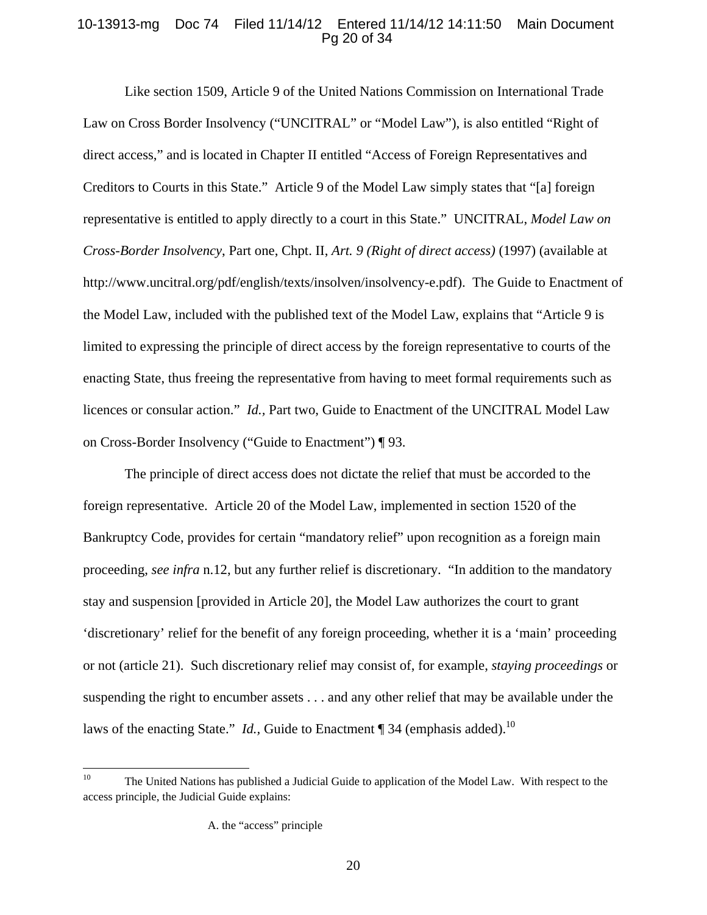Like section 1509, Article 9 of the United Nations Commission on International Trade Law on Cross Border Insolvency ("UNCITRAL" or "Model Law"), is also entitled "Right of direct access," and is located in Chapter II entitled "Access of Foreign Representatives and Creditors to Courts in this State." Article 9 of the Model Law simply states that "[a] foreign representative is entitled to apply directly to a court in this State." UNCITRAL, *Model Law on Cross-Border Insolvency*, Part one, Chpt. II, *Art. 9 (Right of direct access)* (1997) (available at http://www.uncitral.org/pdf/english/texts/insolven/insolvency-e.pdf). The Guide to Enactment of the Model Law, included with the published text of the Model Law, explains that "Article 9 is limited to expressing the principle of direct access by the foreign representative to courts of the enacting State, thus freeing the representative from having to meet formal requirements such as licences or consular action." *Id.*, Part two, Guide to Enactment of the UNCITRAL Model Law on Cross-Border Insolvency ("Guide to Enactment") ¶ 93.

The principle of direct access does not dictate the relief that must be accorded to the foreign representative. Article 20 of the Model Law, implemented in section 1520 of the Bankruptcy Code, provides for certain "mandatory relief" upon recognition as a foreign main proceeding, *see infra* n.12, but any further relief is discretionary. "In addition to the mandatory stay and suspension [provided in Article 20], the Model Law authorizes the court to grant 'discretionary' relief for the benefit of any foreign proceeding, whether it is a 'main' proceeding or not (article 21). Such discretionary relief may consist of, for example, *staying proceedings* or suspending the right to encumber assets . . . and any other relief that may be available under the laws of the enacting State." *Id.*, Guide to Enactment ¶ 34 (emphasis added).[10]

---

[10] The United Nations has published a Judicial Guide to application of the Model Law. With respect to the access principle, the Judicial Guide explains:

> A. the "access" principle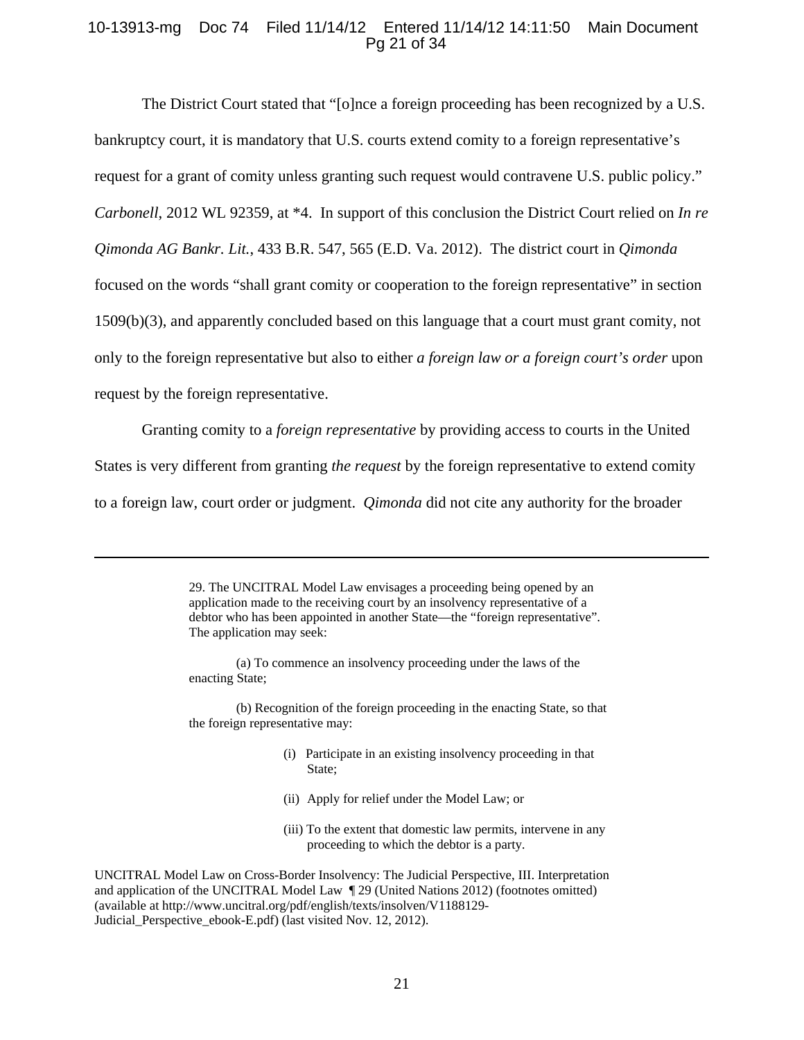The District Court stated that "[o]nce a foreign proceeding has been recognized by a U.S. bankruptcy court, it is mandatory that U.S. courts extend comity to a foreign representative's request for a grant of comity unless granting such request would contravene U.S. public policy." *Carbonell*, 2012 WL 92359, at *4. In support of this conclusion the District Court relied on *In re Qimonda AG Bankr. Lit.*, 433 B.R. 547, 565 (E.D. Va. 2012). The district court in *Qimonda* focused on the words "shall grant comity or cooperation to the foreign representative" in section 1509(b)(3), and apparently concluded based on this language that a court must grant comity, not only to the foreign representative but also to either *a foreign law or a foreign court's order* upon request by the foreign representative.

Granting comity to a *foreign representative* by providing access to courts in the United States is very different from granting *the request* by the foreign representative to extend comity to a foreign law, court order or judgment. *Qimonda* did not cite any authority for the broader

---

> 29. The UNCITRAL Model Law envisages a proceeding being opened by an application made to the receiving court by an insolvency representative of a debtor who has been appointed in another State—the "foreign representative". The application may seek:
>
> (a) To commence an insolvency proceeding under the laws of the enacting State;
>
> (b) Recognition of the foreign proceeding in the enacting State, so that the foreign representative may:
>
> (i) Participate in an existing insolvency proceeding in that State;
>
> (ii) Apply for relief under the Model Law; or
>
> (iii) To the extent that domestic law permits, intervene in any proceeding to which the debtor is a party.

UNCITRAL Model Law on Cross-Border Insolvency: The Judicial Perspective, III. Interpretation and application of the UNCITRAL Model Law ¶ 29 (United Nations 2012) (footnotes omitted) (available at http://www.uncitral.org/pdf/english/texts/insolven/V1188129-Judicial_Perspective_ebook-E.pdf) (last visited Nov. 12, 2012).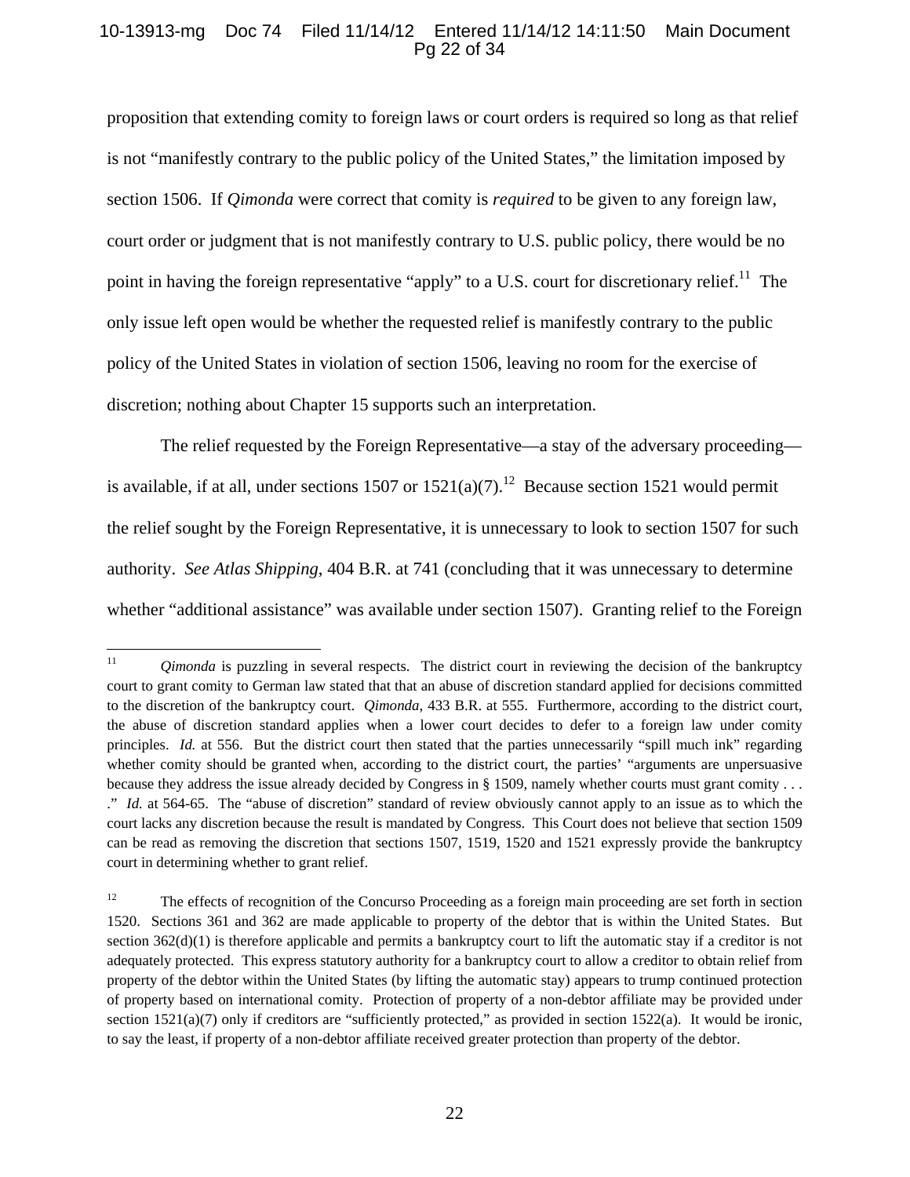proposition that extending comity to foreign laws or court orders is required so long as that relief is not "manifestly contrary to the public policy of the United States," the limitation imposed by section 1506. If *Qimonda* were correct that comity is *required* to be given to any foreign law, court order or judgment that is not manifestly contrary to U.S. public policy, there would be no point in having the foreign representative "apply" to a U.S. court for discretionary relief.[11] The only issue left open would be whether the requested relief is manifestly contrary to the public policy of the United States in violation of section 1506, leaving no room for the exercise of discretion; nothing about Chapter 15 supports such an interpretation.

The relief requested by the Foreign Representative—a stay of the adversary proceeding—is available, if at all, under sections 1507 or 1521(a)(7).[12] Because section 1521 would permit the relief sought by the Foreign Representative, it is unnecessary to look to section 1507 for such authority. *See Atlas Shipping*, 404 B.R. at 741 (concluding that it was unnecessary to determine whether "additional assistance" was available under section 1507). Granting relief to the Foreign

---

[11] *Qimonda* is puzzling in several respects. The district court in reviewing the decision of the bankruptcy court to grant comity to German law stated that that an abuse of discretion standard applied for decisions committed to the discretion of the bankruptcy court. *Qimonda*, 433 B.R. at 555. Furthermore, according to the district court, the abuse of discretion standard applies when a lower court decides to defer to a foreign law under comity principles. *Id.* at 556. But the district court then stated that the parties unnecessarily "spill much ink" regarding whether comity should be granted when, according to the district court, the parties' "arguments are unpersuasive because they address the issue already decided by Congress in § 1509, namely whether courts must grant comity . . . ." *Id.* at 564-65. The "abuse of discretion" standard of review obviously cannot apply to an issue as to which the court lacks any discretion because the result is mandated by Congress. This Court does not believe that section 1509 can be read as removing the discretion that sections 1507, 1519, 1520 and 1521 expressly provide the bankruptcy court in determining whether to grant relief.

[12] The effects of recognition of the Concurso Proceeding as a foreign main proceeding are set forth in section 1520. Sections 361 and 362 are made applicable to property of the debtor that is within the United States. But section 362(d)(1) is therefore applicable and permits a bankruptcy court to lift the automatic stay if a creditor is not adequately protected. This express statutory authority for a bankruptcy court to allow a creditor to obtain relief from property of the debtor within the United States (by lifting the automatic stay) appears to trump continued protection of property based on international comity. Protection of property of a non-debtor affiliate may be provided under section 1521(a)(7) only if creditors are "sufficiently protected," as provided in section 1522(a). It would be ironic, to say the least, if property of a non-debtor affiliate received greater protection than property of the debtor.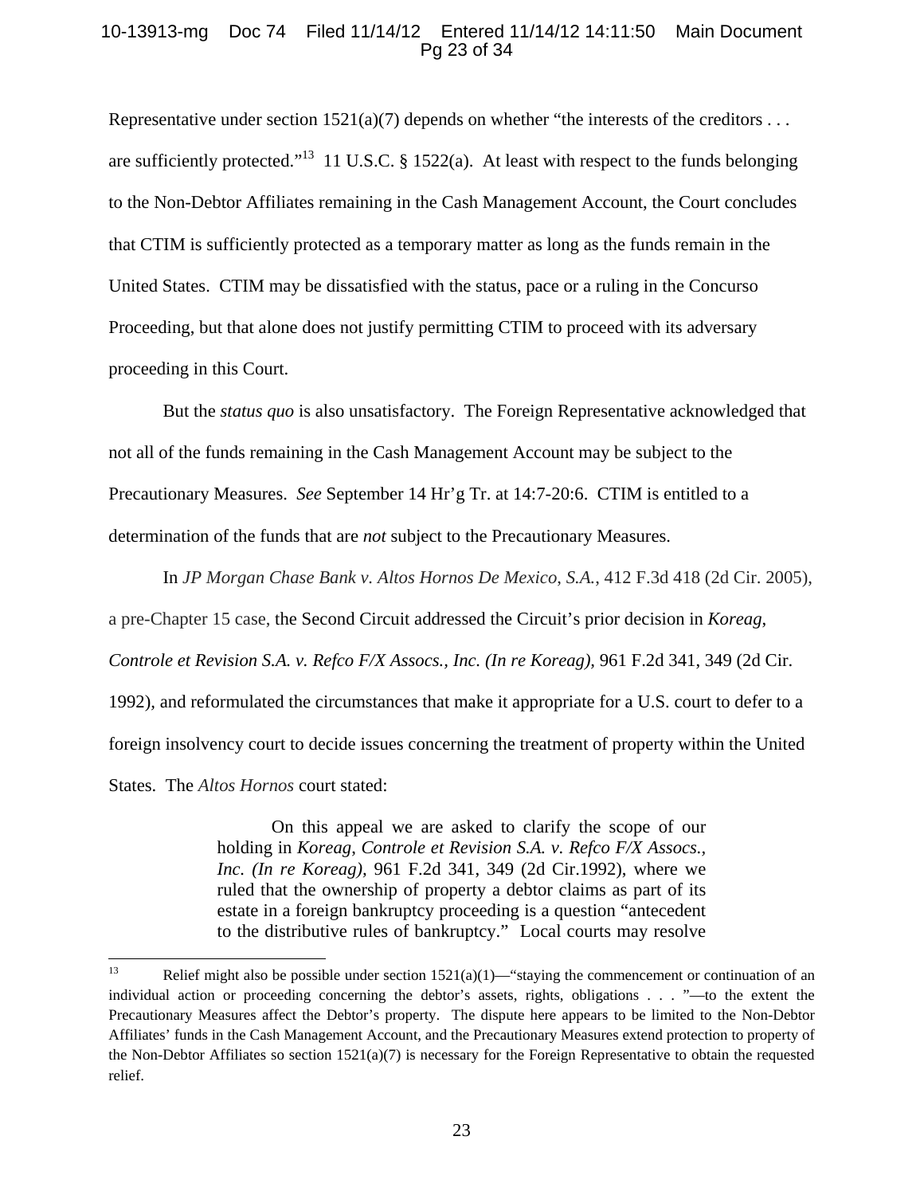Representative under section 1521(a)(7) depends on whether "the interests of the creditors . . . are sufficiently protected."[13] 11 U.S.C. § 1522(a). At least with respect to the funds belonging to the Non-Debtor Affiliates remaining in the Cash Management Account, the Court concludes that CTIM is sufficiently protected as a temporary matter as long as the funds remain in the United States. CTIM may be dissatisfied with the status, pace or a ruling in the Concurso Proceeding, but that alone does not justify permitting CTIM to proceed with its adversary proceeding in this Court.

But the *status quo* is also unsatisfactory. The Foreign Representative acknowledged that not all of the funds remaining in the Cash Management Account may be subject to the Precautionary Measures. *See* September 14 Hr'g Tr. at 14:7-20:6. CTIM is entitled to a determination of the funds that are *not* subject to the Precautionary Measures.

In *JP Morgan Chase Bank v. Altos Hornos De Mexico, S.A.*, 412 F.3d 418 (2d Cir. 2005), a pre-Chapter 15 case, the Second Circuit addressed the Circuit's prior decision in *Koreag, Controle et Revision S.A. v. Refco F/X Assocs., Inc. (In re Koreag)*, 961 F.2d 341, 349 (2d Cir. 1992), and reformulated the circumstances that make it appropriate for a U.S. court to defer to a foreign insolvency court to decide issues concerning the treatment of property within the United States. The *Altos Hornos* court stated:

> On this appeal we are asked to clarify the scope of our holding in *Koreag, Controle et Revision S.A. v. Refco F/X Assocs., Inc. (In re Koreag)*, 961 F.2d 341, 349 (2d Cir.1992), where we ruled that the ownership of property a debtor claims as part of its estate in a foreign bankruptcy proceeding is a question "antecedent to the distributive rules of bankruptcy." Local courts may resolve

---

[13] Relief might also be possible under section 1521(a)(1)—"staying the commencement or continuation of an individual action or proceeding concerning the debtor's assets, rights, obligations . . . "—to the extent the Precautionary Measures affect the Debtor's property. The dispute here appears to be limited to the Non-Debtor Affiliates' funds in the Cash Management Account, and the Precautionary Measures extend protection to property of the Non-Debtor Affiliates so section 1521(a)(7) is necessary for the Foreign Representative to obtain the requested relief.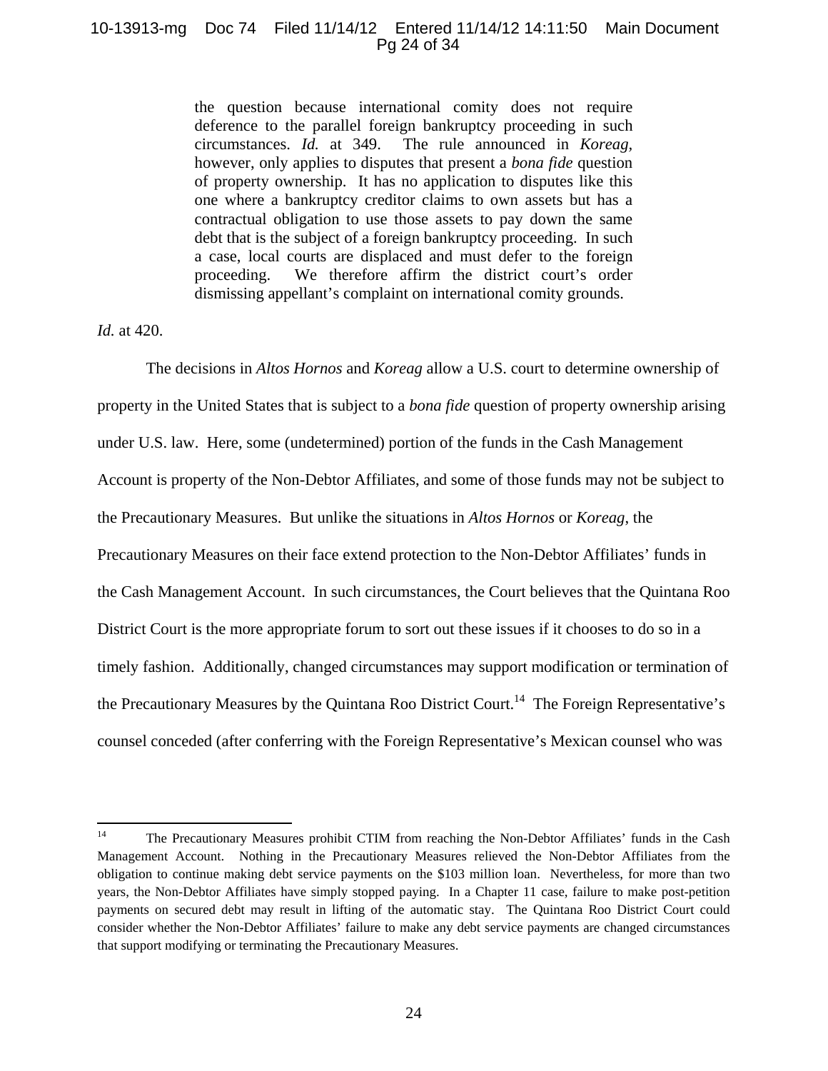> the question because international comity does not require deference to the parallel foreign bankruptcy proceeding in such circumstances. *Id.* at 349. The rule announced in *Koreag*, however, only applies to disputes that present a *bona fide* question of property ownership. It has no application to disputes like this one where a bankruptcy creditor claims to own assets but has a contractual obligation to use those assets to pay down the same debt that is the subject of a foreign bankruptcy proceeding. In such a case, local courts are displaced and must defer to the foreign proceeding. We therefore affirm the district court's order dismissing appellant's complaint on international comity grounds.

*Id.* at 420.

The decisions in *Altos Hornos* and *Koreag* allow a U.S. court to determine ownership of property in the United States that is subject to a *bona fide* question of property ownership arising under U.S. law. Here, some (undetermined) portion of the funds in the Cash Management Account is property of the Non-Debtor Affiliates, and some of those funds may not be subject to the Precautionary Measures. But unlike the situations in *Altos Hornos* or *Koreag*, the Precautionary Measures on their face extend protection to the Non-Debtor Affiliates' funds in the Cash Management Account. In such circumstances, the Court believes that the Quintana Roo District Court is the more appropriate forum to sort out these issues if it chooses to do so in a timely fashion. Additionally, changed circumstances may support modification or termination of the Precautionary Measures by the Quintana Roo District Court.[14] The Foreign Representative's counsel conceded (after conferring with the Foreign Representative's Mexican counsel who was

---

[14] The Precautionary Measures prohibit CTIM from reaching the Non-Debtor Affiliates' funds in the Cash Management Account. Nothing in the Precautionary Measures relieved the Non-Debtor Affiliates from the obligation to continue making debt service payments on the $103 million loan. Nevertheless, for more than two years, the Non-Debtor Affiliates have simply stopped paying. In a Chapter 11 case, failure to make post-petition payments on secured debt may result in lifting of the automatic stay. The Quintana Roo District Court could consider whether the Non-Debtor Affiliates' failure to make any debt service payments are changed circumstances that support modifying or terminating the Precautionary Measures.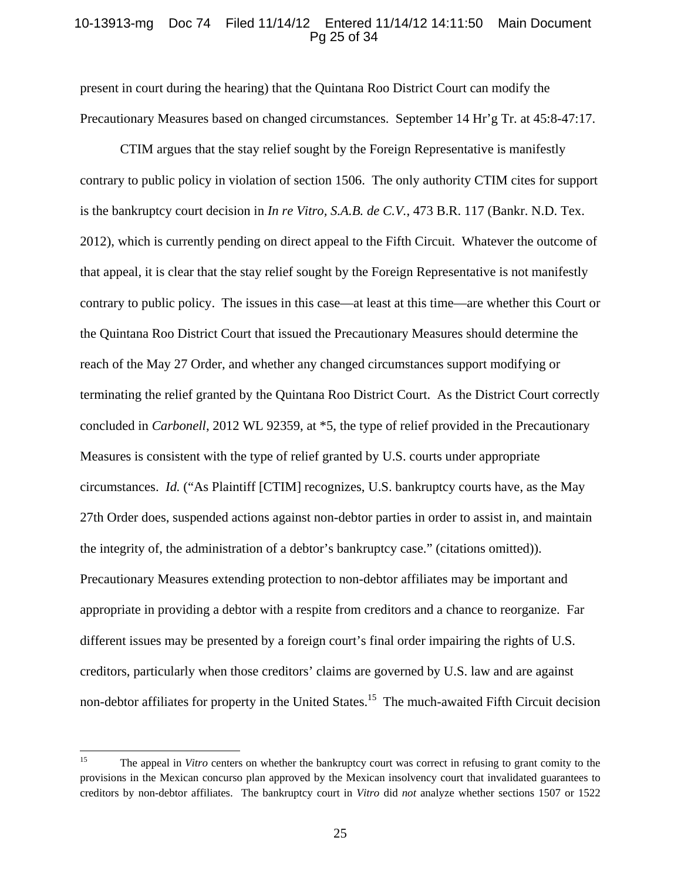present in court during the hearing) that the Quintana Roo District Court can modify the Precautionary Measures based on changed circumstances. September 14 Hr'g Tr. at 45:8-47:17.

CTIM argues that the stay relief sought by the Foreign Representative is manifestly contrary to public policy in violation of section 1506. The only authority CTIM cites for support is the bankruptcy court decision in *In re Vitro, S.A.B. de C.V.*, 473 B.R. 117 (Bankr. N.D. Tex. 2012), which is currently pending on direct appeal to the Fifth Circuit. Whatever the outcome of that appeal, it is clear that the stay relief sought by the Foreign Representative is not manifestly contrary to public policy. The issues in this case—at least at this time—are whether this Court or the Quintana Roo District Court that issued the Precautionary Measures should determine the reach of the May 27 Order, and whether any changed circumstances support modifying or terminating the relief granted by the Quintana Roo District Court. As the District Court correctly concluded in *Carbonell*, 2012 WL 92359, at *5, the type of relief provided in the Precautionary Measures is consistent with the type of relief granted by U.S. courts under appropriate circumstances. *Id.* ("As Plaintiff [CTIM] recognizes, U.S. bankruptcy courts have, as the May 27th Order does, suspended actions against non-debtor parties in order to assist in, and maintain the integrity of, the administration of a debtor's bankruptcy case." (citations omitted)). Precautionary Measures extending protection to non-debtor affiliates may be important and appropriate in providing a debtor with a respite from creditors and a chance to reorganize. Far different issues may be presented by a foreign court's final order impairing the rights of U.S. creditors, particularly when those creditors' claims are governed by U.S. law and are against non-debtor affiliates for property in the United States.[15] The much-awaited Fifth Circuit decision

[15] The appeal in *Vitro* centers on whether the bankruptcy court was correct in refusing to grant comity to the provisions in the Mexican concurso plan approved by the Mexican insolvency court that invalidated guarantees to creditors by non-debtor affiliates. The bankruptcy court in *Vitro* did *not* analyze whether sections 1507 or 1522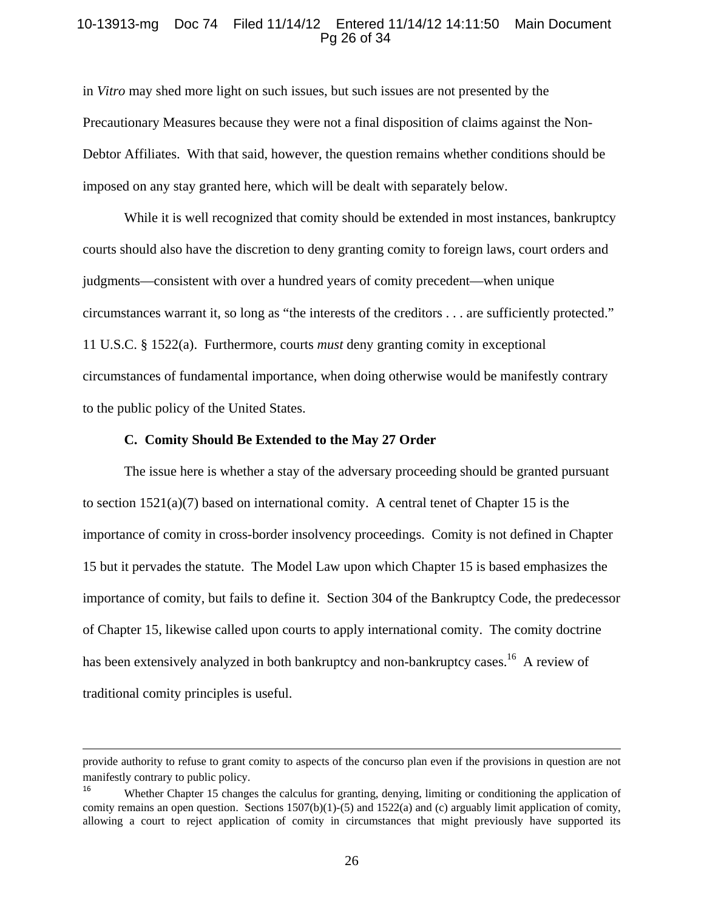in *Vitro* may shed more light on such issues, but such issues are not presented by the Precautionary Measures because they were not a final disposition of claims against the Non-Debtor Affiliates. With that said, however, the question remains whether conditions should be imposed on any stay granted here, which will be dealt with separately below.

While it is well recognized that comity should be extended in most instances, bankruptcy courts should also have the discretion to deny granting comity to foreign laws, court orders and judgments—consistent with over a hundred years of comity precedent—when unique circumstances warrant it, so long as "the interests of the creditors . . . are sufficiently protected." 11 U.S.C. § 1522(a). Furthermore, courts *must* deny granting comity in exceptional circumstances of fundamental importance, when doing otherwise would be manifestly contrary to the public policy of the United States.

### C. Comity Should Be Extended to the May 27 Order

The issue here is whether a stay of the adversary proceeding should be granted pursuant to section 1521(a)(7) based on international comity. A central tenet of Chapter 15 is the importance of comity in cross-border insolvency proceedings. Comity is not defined in Chapter 15 but it pervades the statute. The Model Law upon which Chapter 15 is based emphasizes the importance of comity, but fails to define it. Section 304 of the Bankruptcy Code, the predecessor of Chapter 15, likewise called upon courts to apply international comity. The comity doctrine has been extensively analyzed in both bankruptcy and non-bankruptcy cases.[16] A review of traditional comity principles is useful.

---

provide authority to refuse to grant comity to aspects of the concurso plan even if the provisions in question are not manifestly contrary to public policy.

[16] Whether Chapter 15 changes the calculus for granting, denying, limiting or conditioning the application of comity remains an open question. Sections 1507(b)(1)-(5) and 1522(a) and (c) arguably limit application of comity, allowing a court to reject application of comity in circumstances that might previously have supported its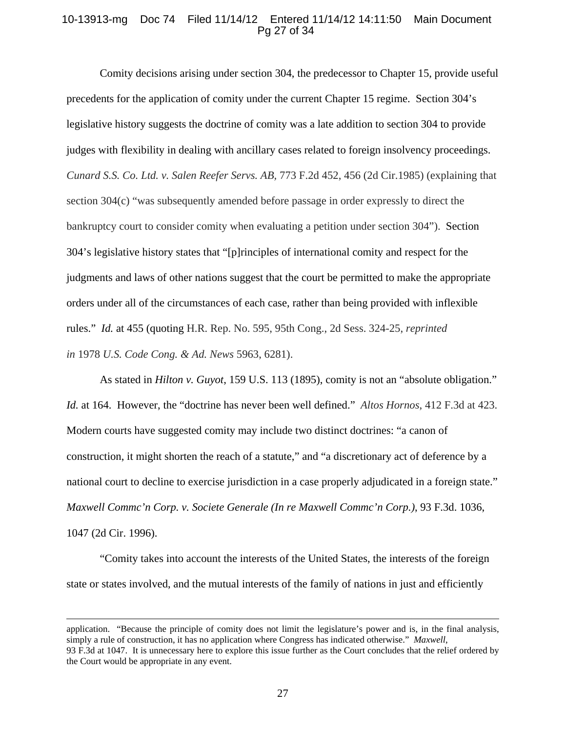Comity decisions arising under section 304, the predecessor to Chapter 15, provide useful precedents for the application of comity under the current Chapter 15 regime. Section 304's legislative history suggests the doctrine of comity was a late addition to section 304 to provide judges with flexibility in dealing with ancillary cases related to foreign insolvency proceedings. *Cunard S.S. Co. Ltd. v. Salen Reefer Servs. AB*, 773 F.2d 452, 456 (2d Cir.1985) (explaining that section 304(c) "was subsequently amended before passage in order expressly to direct the bankruptcy court to consider comity when evaluating a petition under section 304"). Section 304's legislative history states that "[p]rinciples of international comity and respect for the judgments and laws of other nations suggest that the court be permitted to make the appropriate orders under all of the circumstances of each case, rather than being provided with inflexible rules." *Id.* at 455 (quoting H.R. Rep. No. 595, 95th Cong., 2d Sess. 324-25, *reprinted in* 1978 *U.S. Code Cong. & Ad. News* 5963, 6281).

As stated in *Hilton v. Guyot*, 159 U.S. 113 (1895), comity is not an "absolute obligation." *Id.* at 164. However, the "doctrine has never been well defined." *Altos Hornos*, 412 F.3d at 423. Modern courts have suggested comity may include two distinct doctrines: "a canon of construction, it might shorten the reach of a statute," and "a discretionary act of deference by a national court to decline to exercise jurisdiction in a case properly adjudicated in a foreign state." *Maxwell Commc'n Corp. v. Societe Generale (In re Maxwell Commc'n Corp.)*, 93 F.3d. 1036, 1047 (2d Cir. 1996).

"Comity takes into account the interests of the United States, the interests of the foreign state or states involved, and the mutual interests of the family of nations in just and efficiently

---

application. "Because the principle of comity does not limit the legislature's power and is, in the final analysis, simply a rule of construction, it has no application where Congress has indicated otherwise." *Maxwell*, 93 F.3d at 1047. It is unnecessary here to explore this issue further as the Court concludes that the relief ordered by the Court would be appropriate in any event.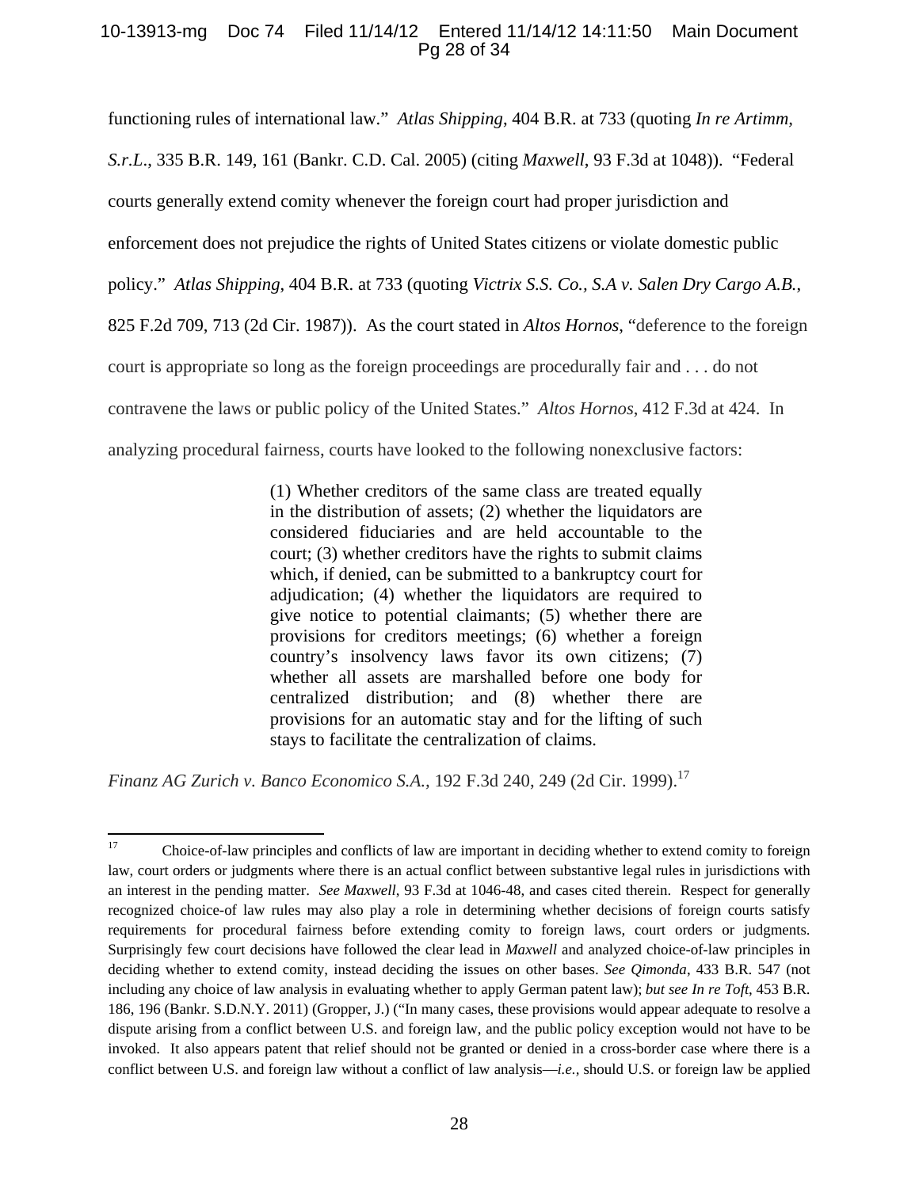functioning rules of international law." *Atlas Shipping*, 404 B.R. at 733 (quoting *In re Artimm, S.r.L.*, 335 B.R. 149, 161 (Bankr. C.D. Cal. 2005) (citing *Maxwell*, 93 F.3d at 1048)). "Federal courts generally extend comity whenever the foreign court had proper jurisdiction and enforcement does not prejudice the rights of United States citizens or violate domestic public policy." *Atlas Shipping*, 404 B.R. at 733 (quoting *Victrix S.S. Co., S.A v. Salen Dry Cargo A.B.*, 825 F.2d 709, 713 (2d Cir. 1987)). As the court stated in *Altos Hornos*, "deference to the foreign court is appropriate so long as the foreign proceedings are procedurally fair and . . . do not contravene the laws or public policy of the United States." *Altos Hornos*, 412 F.3d at 424. In analyzing procedural fairness, courts have looked to the following nonexclusive factors:

> (1) Whether creditors of the same class are treated equally in the distribution of assets; (2) whether the liquidators are considered fiduciaries and are held accountable to the court; (3) whether creditors have the rights to submit claims which, if denied, can be submitted to a bankruptcy court for adjudication; (4) whether the liquidators are required to give notice to potential claimants; (5) whether there are provisions for creditors meetings; (6) whether a foreign country's insolvency laws favor its own citizens; (7) whether all assets are marshalled before one body for centralized distribution; and (8) whether there are provisions for an automatic stay and for the lifting of such stays to facilitate the centralization of claims.

*Finanz AG Zurich v. Banco Economico S.A.*, 192 F.3d 240, 249 (2d Cir. 1999).[17]

---

[17] Choice-of-law principles and conflicts of law are important in deciding whether to extend comity to foreign law, court orders or judgments where there is an actual conflict between substantive legal rules in jurisdictions with an interest in the pending matter. *See Maxwell*, 93 F.3d at 1046-48, and cases cited therein. Respect for generally recognized choice-of law rules may also play a role in determining whether decisions of foreign courts satisfy requirements for procedural fairness before extending comity to foreign laws, court orders or judgments. Surprisingly few court decisions have followed the clear lead in *Maxwell* and analyzed choice-of-law principles in deciding whether to extend comity, instead deciding the issues on other bases. *See Qimonda*, 433 B.R. 547 (not including any choice of law analysis in evaluating whether to apply German patent law); *but see In re Toft*, 453 B.R. 186, 196 (Bankr. S.D.N.Y. 2011) (Gropper, J.) ("In many cases, these provisions would appear adequate to resolve a dispute arising from a conflict between U.S. and foreign law, and the public policy exception would not have to be invoked. It also appears patent that relief should not be granted or denied in a cross-border case where there is a conflict between U.S. and foreign law without a conflict of law analysis—*i.e.*, should U.S. or foreign law be applied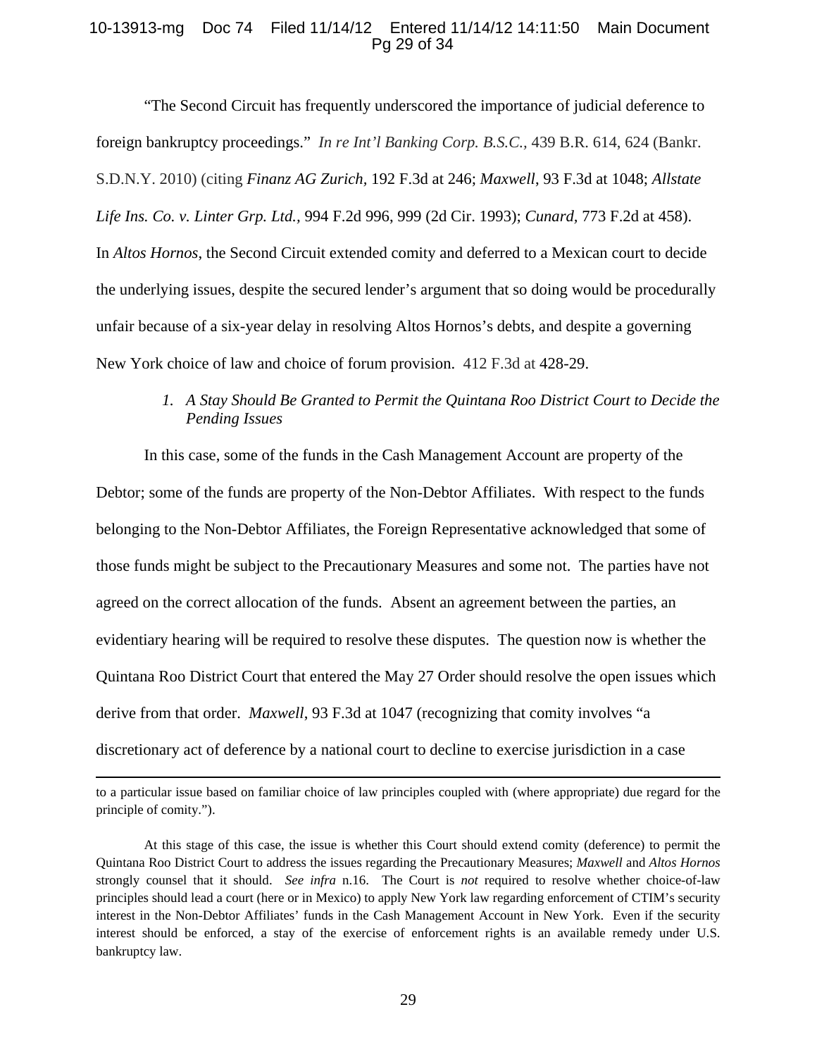"The Second Circuit has frequently underscored the importance of judicial deference to foreign bankruptcy proceedings." *In re Int'l Banking Corp. B.S.C.*, 439 B.R. 614, 624 (Bankr. S.D.N.Y. 2010) (citing *Finanz AG Zurich*, 192 F.3d at 246; *Maxwell*, 93 F.3d at 1048; *Allstate Life Ins. Co. v. Linter Grp. Ltd.*, 994 F.2d 996, 999 (2d Cir. 1993); *Cunard*, 773 F.2d at 458). In *Altos Hornos*, the Second Circuit extended comity and deferred to a Mexican court to decide the underlying issues, despite the secured lender's argument that so doing would be procedurally unfair because of a six-year delay in resolving Altos Hornos's debts, and despite a governing New York choice of law and choice of forum provision. 412 F.3d at 428-29.

*1. A Stay Should Be Granted to Permit the Quintana Roo District Court to Decide the Pending Issues*

In this case, some of the funds in the Cash Management Account are property of the Debtor; some of the funds are property of the Non-Debtor Affiliates. With respect to the funds belonging to the Non-Debtor Affiliates, the Foreign Representative acknowledged that some of those funds might be subject to the Precautionary Measures and some not. The parties have not agreed on the correct allocation of the funds. Absent an agreement between the parties, an evidentiary hearing will be required to resolve these disputes. The question now is whether the Quintana Roo District Court that entered the May 27 Order should resolve the open issues which derive from that order. *Maxwell*, 93 F.3d at 1047 (recognizing that comity involves "a discretionary act of deference by a national court to decline to exercise jurisdiction in a case

---

to a particular issue based on familiar choice of law principles coupled with (where appropriate) due regard for the principle of comity.").

At this stage of this case, the issue is whether this Court should extend comity (deference) to permit the Quintana Roo District Court to address the issues regarding the Precautionary Measures; *Maxwell* and *Altos Hornos* strongly counsel that it should. *See infra* n.16. The Court is *not* required to resolve whether choice-of-law principles should lead a court (here or in Mexico) to apply New York law regarding enforcement of CTIM's security interest in the Non-Debtor Affiliates' funds in the Cash Management Account in New York. Even if the security interest should be enforced, a stay of the exercise of enforcement rights is an available remedy under U.S. bankruptcy law.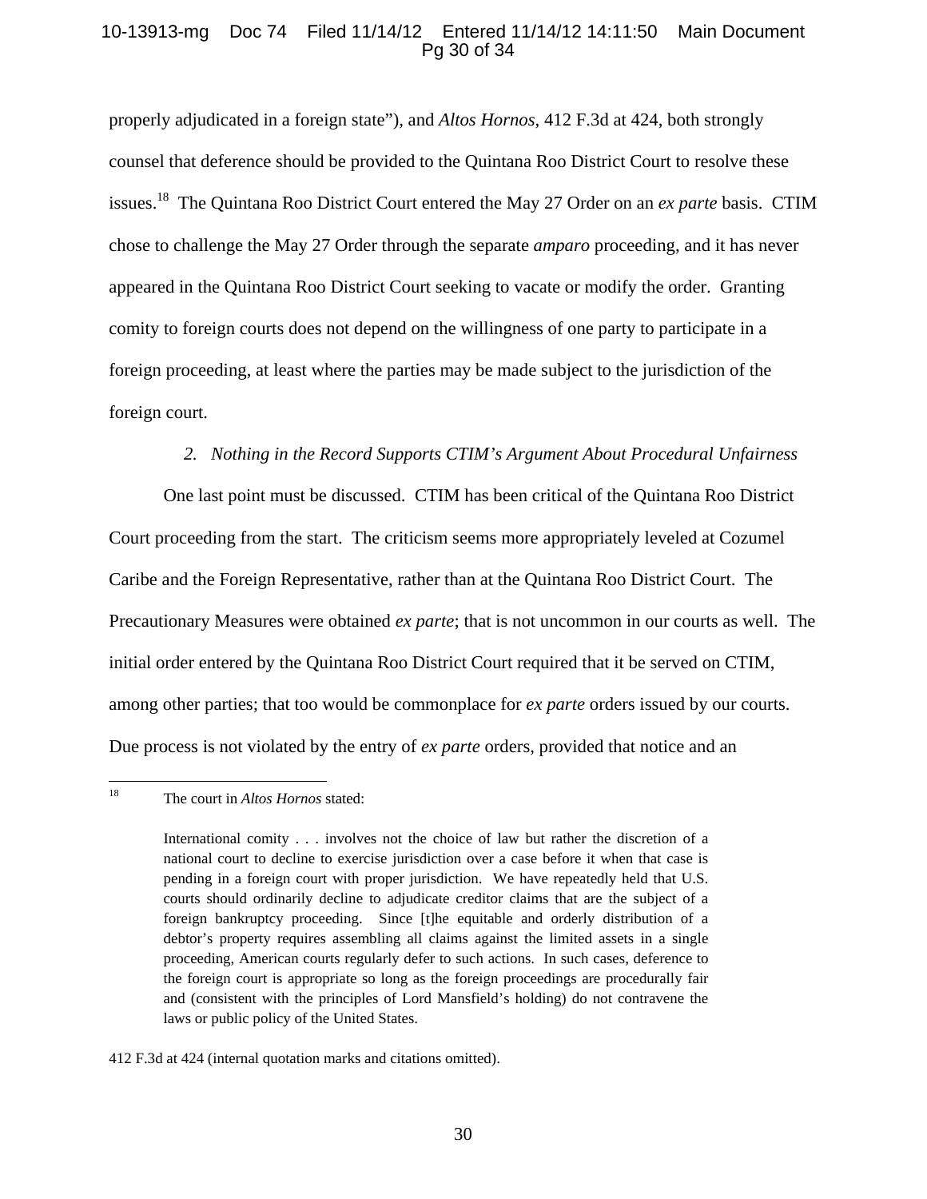properly adjudicated in a foreign state"), and *Altos Hornos*, 412 F.3d at 424, both strongly counsel that deference should be provided to the Quintana Roo District Court to resolve these issues.[18] The Quintana Roo District Court entered the May 27 Order on an *ex parte* basis. CTIM chose to challenge the May 27 Order through the separate *amparo* proceeding, and it has never appeared in the Quintana Roo District Court seeking to vacate or modify the order. Granting comity to foreign courts does not depend on the willingness of one party to participate in a foreign proceeding, at least where the parties may be made subject to the jurisdiction of the foreign court.

*2. Nothing in the Record Supports CTIM's Argument About Procedural Unfairness*

One last point must be discussed. CTIM has been critical of the Quintana Roo District Court proceeding from the start. The criticism seems more appropriately leveled at Cozumel Caribe and the Foreign Representative, rather than at the Quintana Roo District Court. The Precautionary Measures were obtained *ex parte*; that is not uncommon in our courts as well. The initial order entered by the Quintana Roo District Court required that it be served on CTIM, among other parties; that too would be commonplace for *ex parte* orders issued by our courts. Due process is not violated by the entry of *ex parte* orders, provided that notice and an

---

[18] The court in *Altos Hornos* stated:

> International comity . . . involves not the choice of law but rather the discretion of a national court to decline to exercise jurisdiction over a case before it when that case is pending in a foreign court with proper jurisdiction. We have repeatedly held that U.S. courts should ordinarily decline to adjudicate creditor claims that are the subject of a foreign bankruptcy proceeding. Since [t]he equitable and orderly distribution of a debtor's property requires assembling all claims against the limited assets in a single proceeding, American courts regularly defer to such actions. In such cases, deference to the foreign court is appropriate so long as the foreign proceedings are procedurally fair and (consistent with the principles of Lord Mansfield's holding) do not contravene the laws or public policy of the United States.

412 F.3d at 424 (internal quotation marks and citations omitted).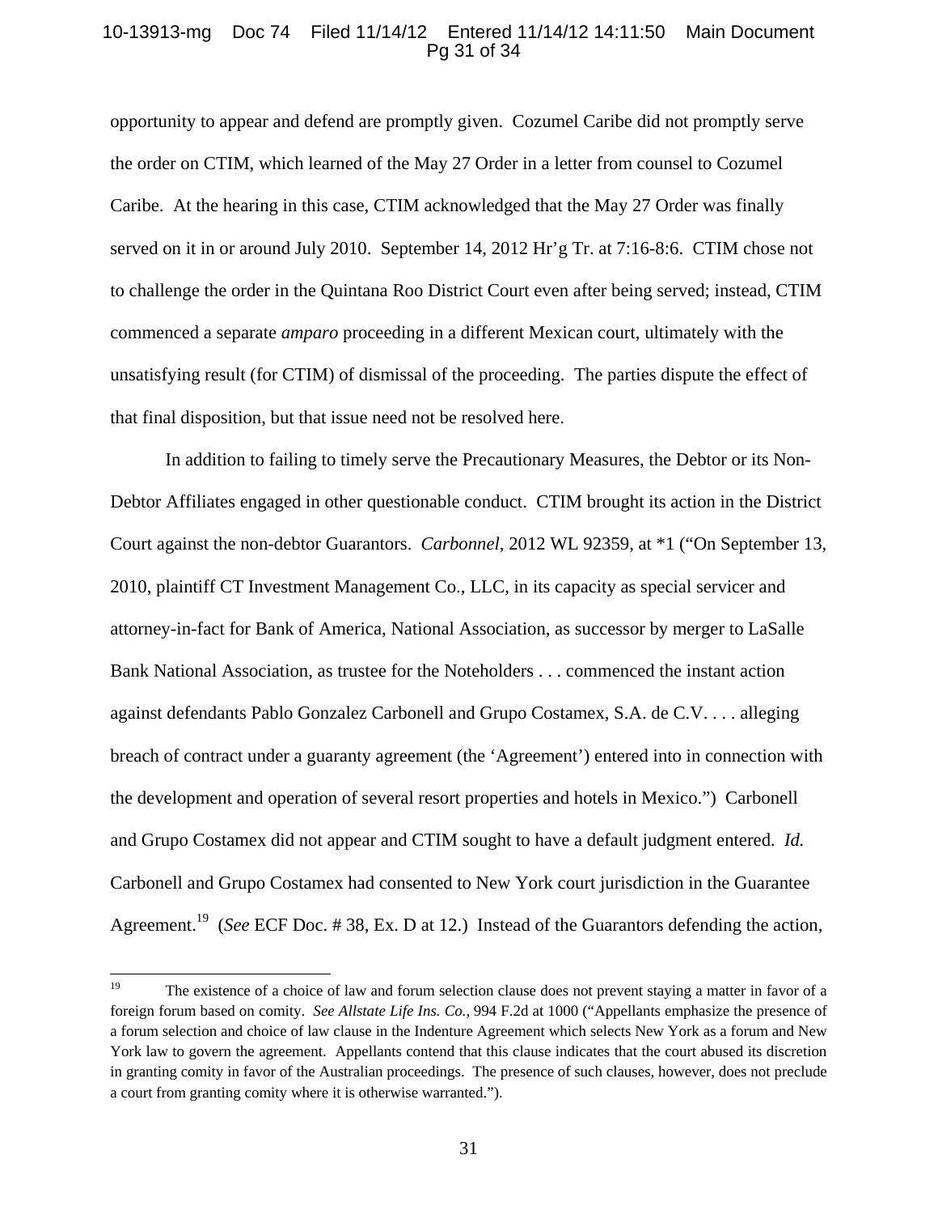opportunity to appear and defend are promptly given. Cozumel Caribe did not promptly serve the order on CTIM, which learned of the May 27 Order in a letter from counsel to Cozumel Caribe. At the hearing in this case, CTIM acknowledged that the May 27 Order was finally served on it in or around July 2010. September 14, 2012 Hr'g Tr. at 7:16-8:6. CTIM chose not to challenge the order in the Quintana Roo District Court even after being served; instead, CTIM commenced a separate *amparo* proceeding in a different Mexican court, ultimately with the unsatisfying result (for CTIM) of dismissal of the proceeding. The parties dispute the effect of that final disposition, but that issue need not be resolved here.

In addition to failing to timely serve the Precautionary Measures, the Debtor or its Non-Debtor Affiliates engaged in other questionable conduct. CTIM brought its action in the District Court against the non-debtor Guarantors. *Carbonnel*, 2012 WL 92359, at *1 ("On September 13, 2010, plaintiff CT Investment Management Co., LLC, in its capacity as special servicer and attorney-in-fact for Bank of America, National Association, as successor by merger to LaSalle Bank National Association, as trustee for the Noteholders . . . commenced the instant action against defendants Pablo Gonzalez Carbonell and Grupo Costamex, S.A. de C.V. . . . alleging breach of contract under a guaranty agreement (the 'Agreement') entered into in connection with the development and operation of several resort properties and hotels in Mexico.") Carbonell and Grupo Costamex did not appear and CTIM sought to have a default judgment entered. *Id.* Carbonell and Grupo Costamex had consented to New York court jurisdiction in the Guarantee Agreement.[19] (*See* ECF Doc. # 38, Ex. D at 12.) Instead of the Guarantors defending the action,

[19] The existence of a choice of law and forum selection clause does not prevent staying a matter in favor of a foreign forum based on comity. *See Allstate Life Ins. Co.*, 994 F.2d at 1000 ("Appellants emphasize the presence of a forum selection and choice of law clause in the Indenture Agreement which selects New York as a forum and New York law to govern the agreement. Appellants contend that this clause indicates that the court abused its discretion in granting comity in favor of the Australian proceedings. The presence of such clauses, however, does not preclude a court from granting comity where it is otherwise warranted.").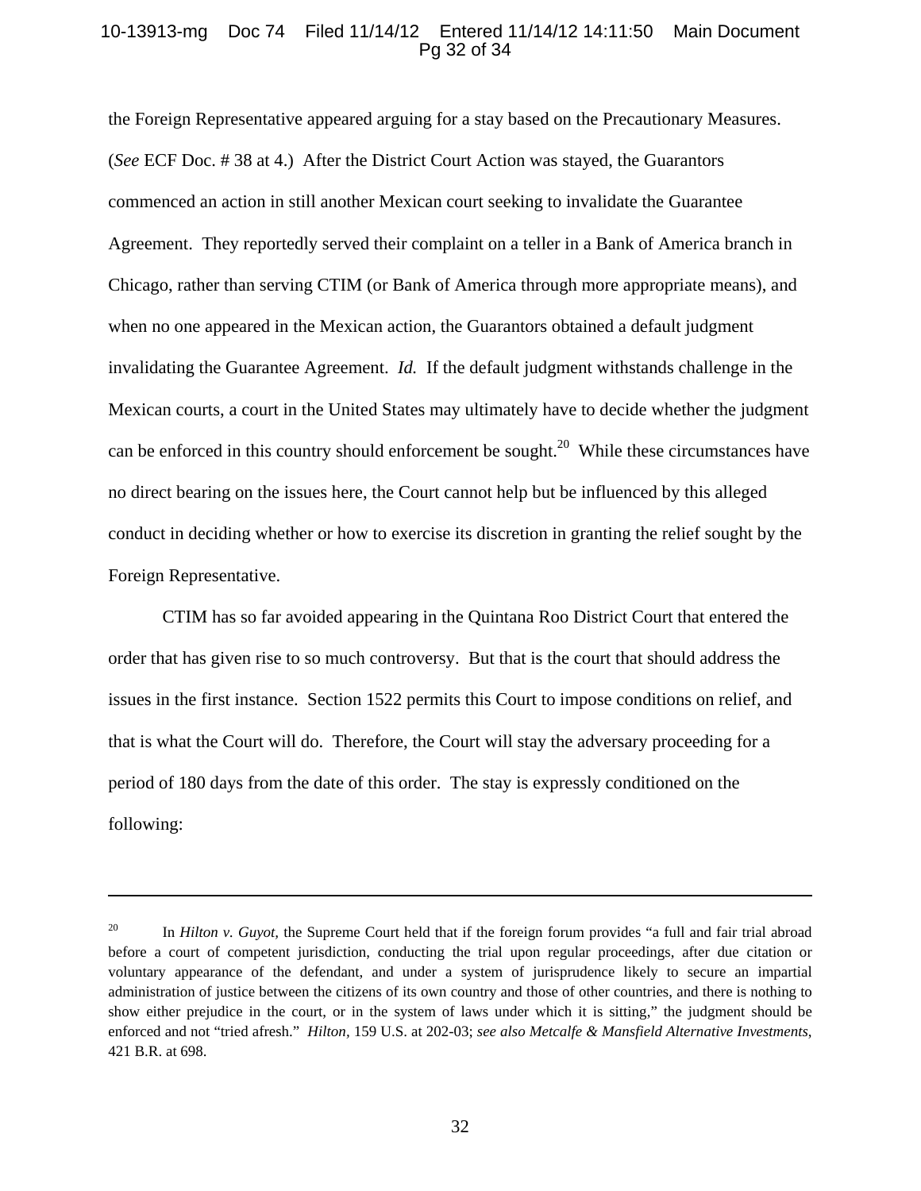the Foreign Representative appeared arguing for a stay based on the Precautionary Measures. (*See* ECF Doc. # 38 at 4.) After the District Court Action was stayed, the Guarantors commenced an action in still another Mexican court seeking to invalidate the Guarantee Agreement. They reportedly served their complaint on a teller in a Bank of America branch in Chicago, rather than serving CTIM (or Bank of America through more appropriate means), and when no one appeared in the Mexican action, the Guarantors obtained a default judgment invalidating the Guarantee Agreement. *Id.* If the default judgment withstands challenge in the Mexican courts, a court in the United States may ultimately have to decide whether the judgment can be enforced in this country should enforcement be sought.[20] While these circumstances have no direct bearing on the issues here, the Court cannot help but be influenced by this alleged conduct in deciding whether or how to exercise its discretion in granting the relief sought by the Foreign Representative.

CTIM has so far avoided appearing in the Quintana Roo District Court that entered the order that has given rise to so much controversy. But that is the court that should address the issues in the first instance. Section 1522 permits this Court to impose conditions on relief, and that is what the Court will do. Therefore, the Court will stay the adversary proceeding for a period of 180 days from the date of this order. The stay is expressly conditioned on the following:

---

[20] In *Hilton v. Guyot*, the Supreme Court held that if the foreign forum provides "a full and fair trial abroad before a court of competent jurisdiction, conducting the trial upon regular proceedings, after due citation or voluntary appearance of the defendant, and under a system of jurisprudence likely to secure an impartial administration of justice between the citizens of its own country and those of other countries, and there is nothing to show either prejudice in the court, or in the system of laws under which it is sitting," the judgment should be enforced and not "tried afresh." *Hilton*, 159 U.S. at 202-03; *see also Metcalfe & Mansfield Alternative Investments*, 421 B.R. at 698.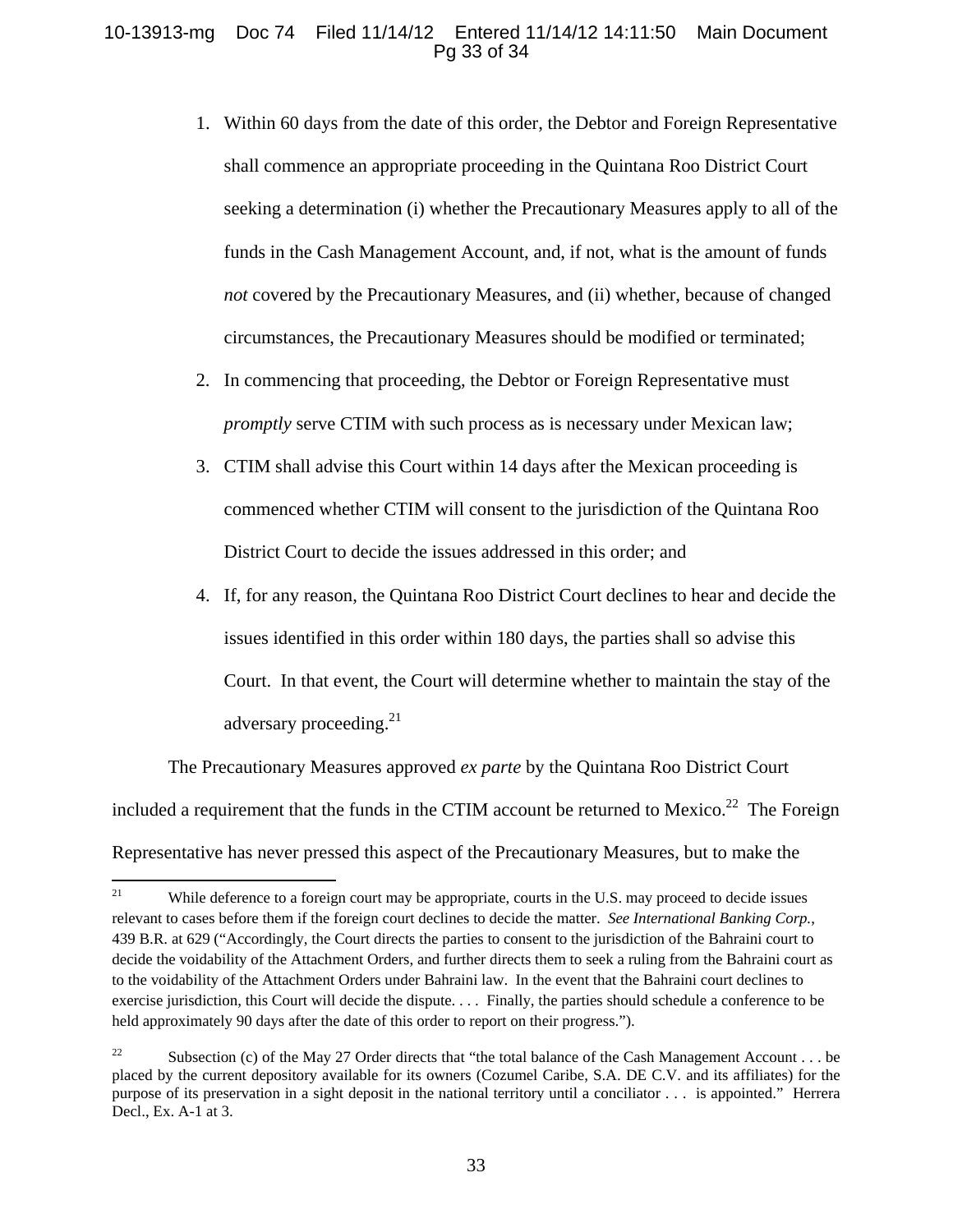1. Within 60 days from the date of this order, the Debtor and Foreign Representative shall commence an appropriate proceeding in the Quintana Roo District Court seeking a determination (i) whether the Precautionary Measures apply to all of the funds in the Cash Management Account, and, if not, what is the amount of funds *not* covered by the Precautionary Measures, and (ii) whether, because of changed circumstances, the Precautionary Measures should be modified or terminated;
2. In commencing that proceeding, the Debtor or Foreign Representative must *promptly* serve CTIM with such process as is necessary under Mexican law;
3. CTIM shall advise this Court within 14 days after the Mexican proceeding is commenced whether CTIM will consent to the jurisdiction of the Quintana Roo District Court to decide the issues addressed in this order; and
4. If, for any reason, the Quintana Roo District Court declines to hear and decide the issues identified in this order within 180 days, the parties shall so advise this Court. In that event, the Court will determine whether to maintain the stay of the adversary proceeding.[21]

The Precautionary Measures approved *ex parte* by the Quintana Roo District Court included a requirement that the funds in the CTIM account be returned to Mexico.[22] The Foreign Representative has never pressed this aspect of the Precautionary Measures, but to make the

---

[21] While deference to a foreign court may be appropriate, courts in the U.S. may proceed to decide issues relevant to cases before them if the foreign court declines to decide the matter. *See International Banking Corp.*, 439 B.R. at 629 ("Accordingly, the Court directs the parties to consent to the jurisdiction of the Bahraini court to decide the voidability of the Attachment Orders, and further directs them to seek a ruling from the Bahraini court as to the voidability of the Attachment Orders under Bahraini law. In the event that the Bahraini court declines to exercise jurisdiction, this Court will decide the dispute. . . . Finally, the parties should schedule a conference to be held approximately 90 days after the date of this order to report on their progress.").

[22] Subsection (c) of the May 27 Order directs that "the total balance of the Cash Management Account . . . be placed by the current depository available for its owners (Cozumel Caribe, S.A. DE C.V. and its affiliates) for the purpose of its preservation in a sight deposit in the national territory until a conciliator . . . is appointed." Herrera Decl., Ex. A-1 at 3.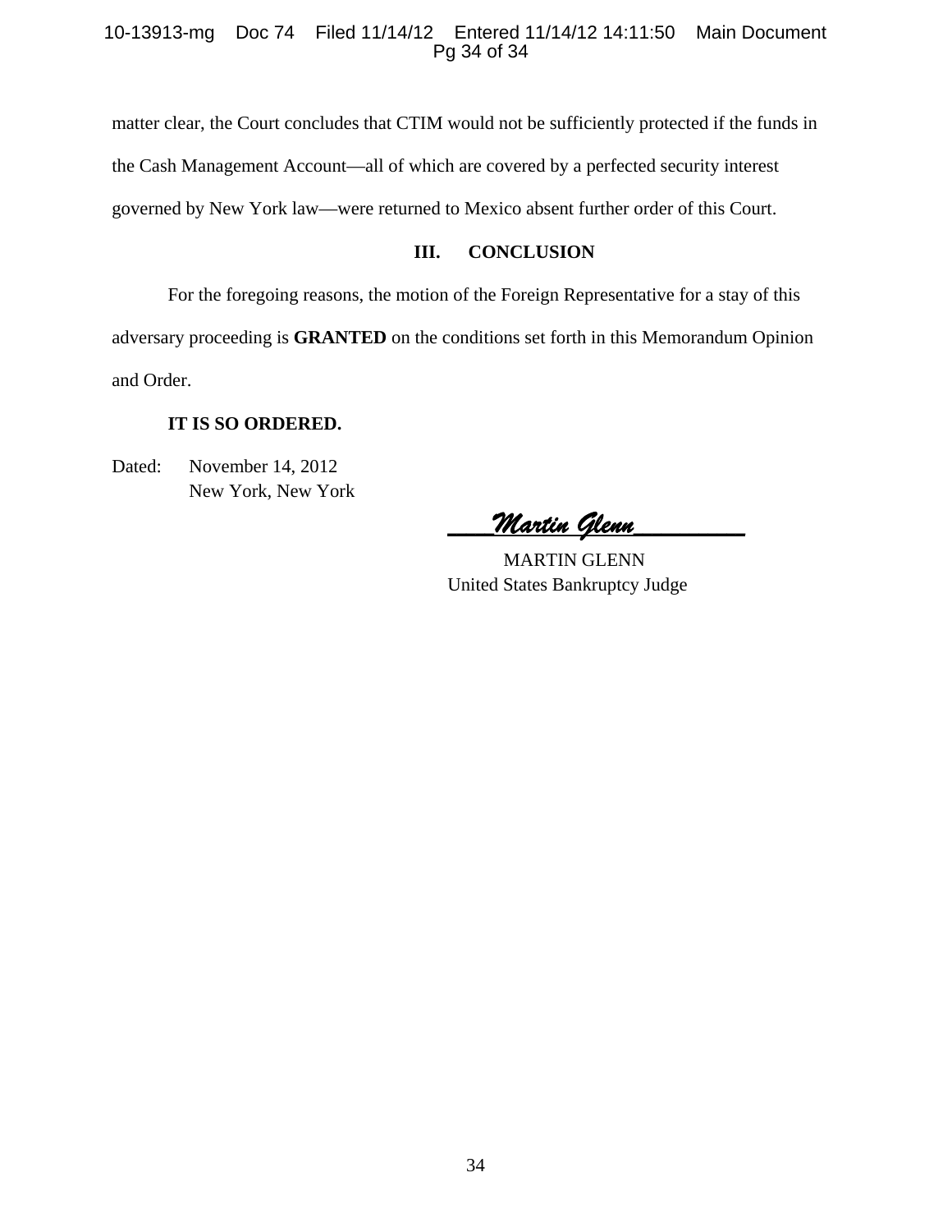matter clear, the Court concludes that CTIM would not be sufficiently protected if the funds in the Cash Management Account—all of which are covered by a perfected security interest governed by New York law—were returned to Mexico absent further order of this Court.

## III. CONCLUSION

For the foregoing reasons, the motion of the Foreign Representative for a stay of this adversary proceeding is **GRANTED** on the conditions set forth in this Memorandum Opinion and Order.

**IT IS SO ORDERED.**

Dated: November 14, 2012
New York, New York

*Martin Glenn*

MARTIN GLENN
United States Bankruptcy Judge